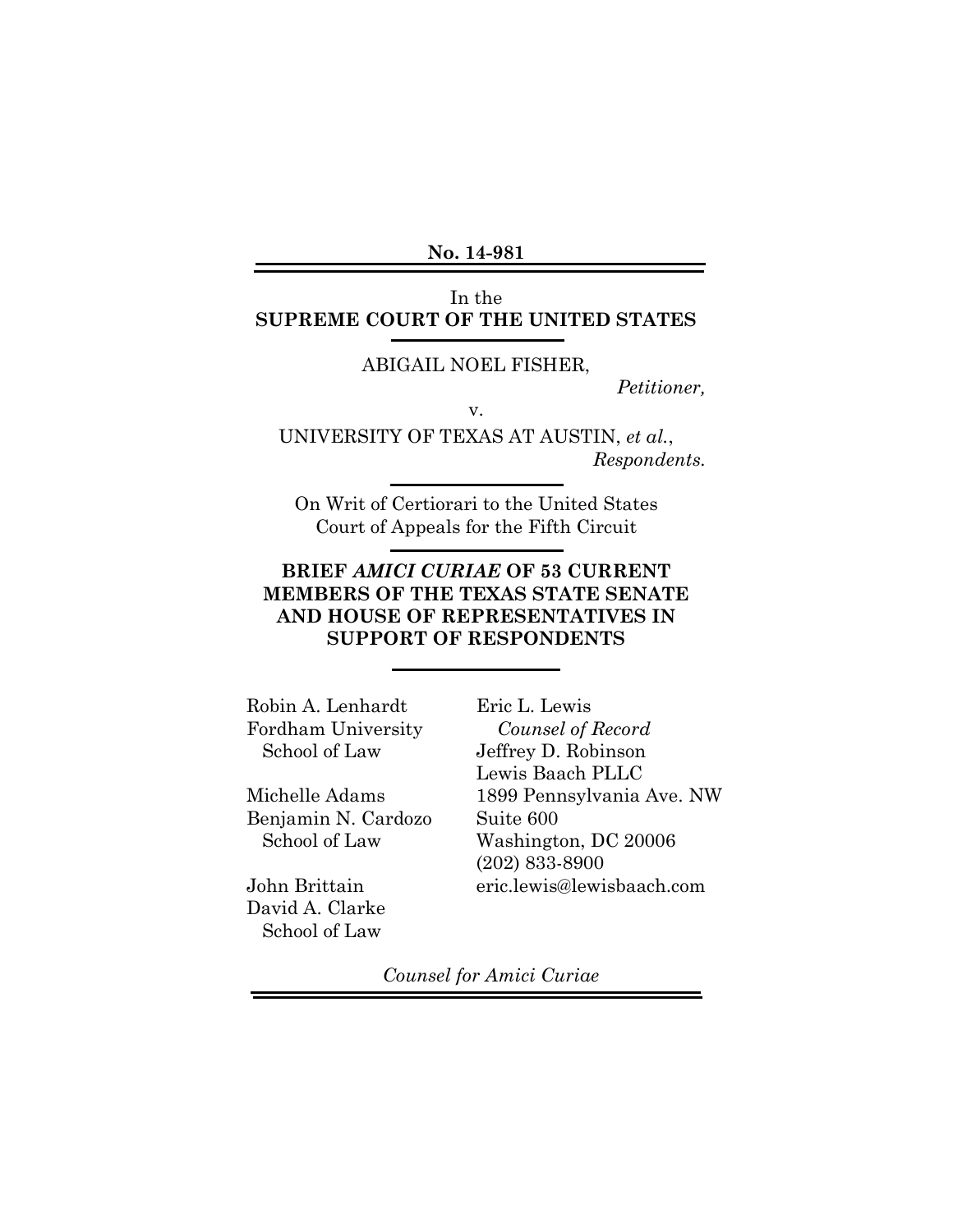**No. 14-981**

In the
**SUPREME COURT OF THE UNITED STATES**

ABIGAIL NOEL FISHER,
*Petitioner,*

v.

UNIVERSITY OF TEXAS AT AUSTIN, *et al.*,
*Respondents.*

On Writ of Certiorari to the United States Court of Appeals for the Fifth Circuit

**BRIEF *AMICI CURIAE* OF 53 CURRENT MEMBERS OF THE TEXAS STATE SENATE AND HOUSE OF REPRESENTATIVES IN SUPPORT OF RESPONDENTS**

Robin A. Lenhardt
Fordham University
School of Law

Michelle Adams
Benjamin N. Cardozo
School of Law

John Brittain
David A. Clarke
School of Law

Eric L. Lewis
*Counsel of Record*
Jeffrey D. Robinson
Lewis Baach PLLC
1899 Pennsylvania Ave. NW
Suite 600
Washington, DC 20006
(202) 833-8900
eric.lewis@lewisbaach.com

*Counsel for Amici Curiae*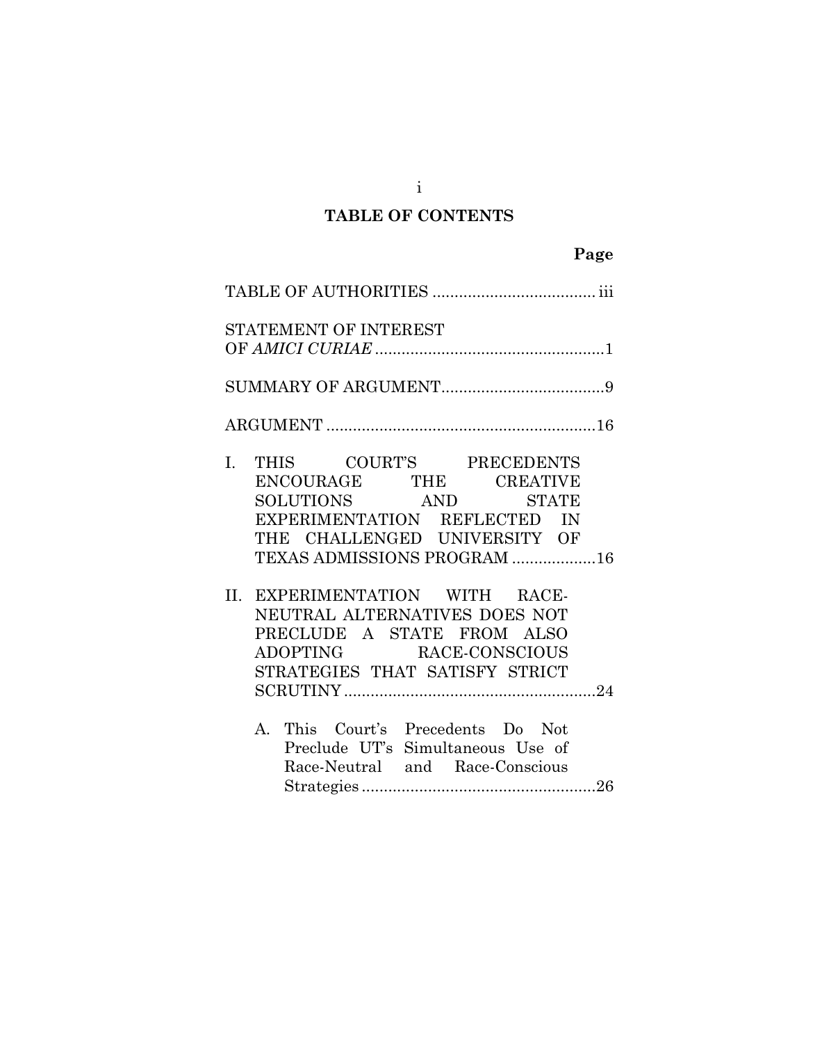## TABLE OF CONTENTS

| | Page |
|---|---|
| TABLE OF AUTHORITIES | iii |
| STATEMENT OF INTEREST OF *AMICI CURIAE* | 1 |
| SUMMARY OF ARGUMENT | 9 |
| ARGUMENT | 16 |
| I. THIS COURT'S PRECEDENTS ENCOURAGE THE CREATIVE SOLUTIONS AND STATE EXPERIMENTATION REFLECTED IN THE CHALLENGED UNIVERSITY OF TEXAS ADMISSIONS PROGRAM | 16 |
| II. EXPERIMENTATION WITH RACE-NEUTRAL ALTERNATIVES DOES NOT PRECLUDE A STATE FROM ALSO ADOPTING RACE-CONSCIOUS STRATEGIES THAT SATISFY STRICT SCRUTINY | 24 |
| A. This Court's Precedents Do Not Preclude UT's Simultaneous Use of Race-Neutral and Race-Conscious Strategies | 26 |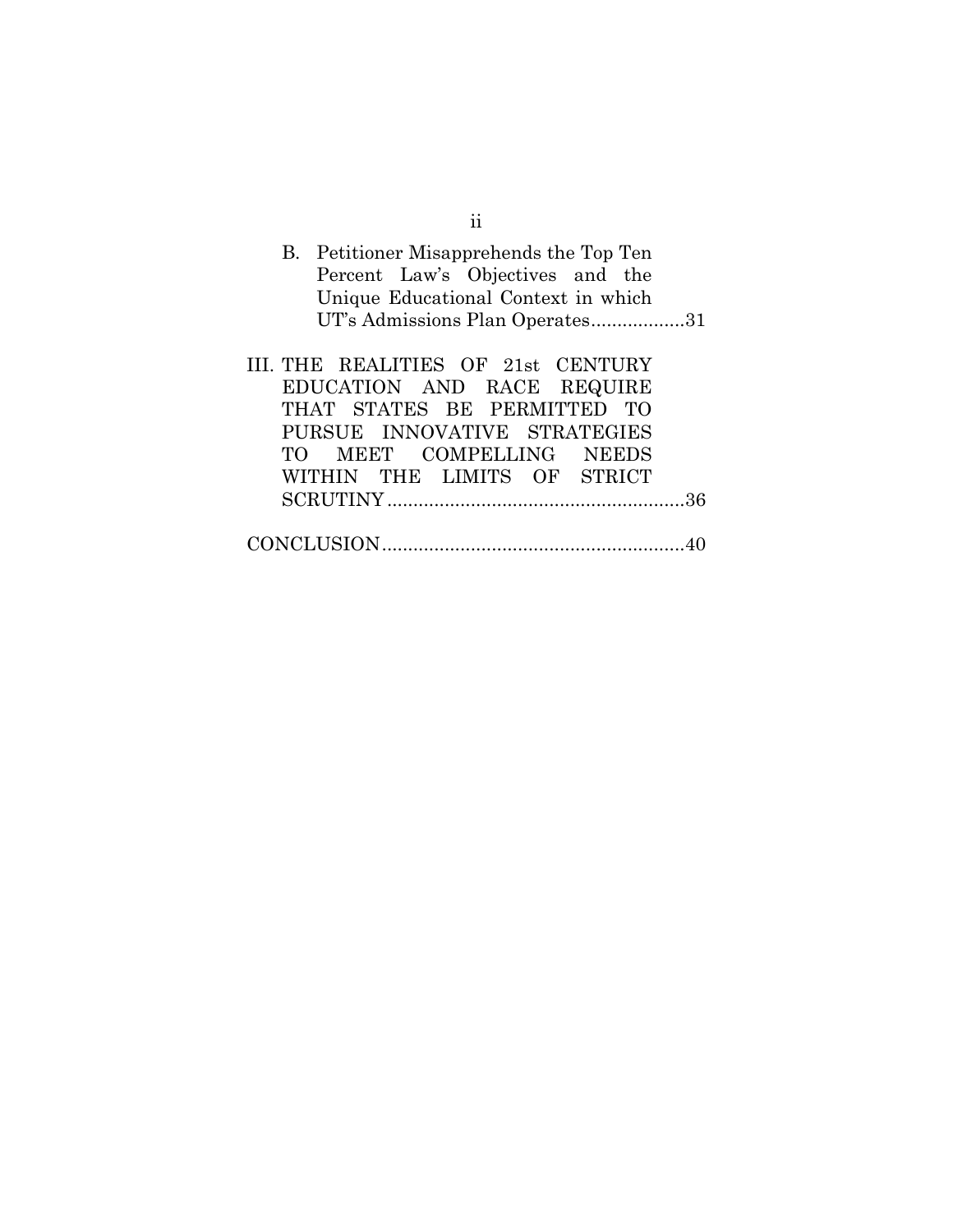B. Petitioner Misapprehends the Top Ten Percent Law's Objectives and the Unique Educational Context in which UT's Admissions Plan Operates..................31

III. THE REALITIES OF 21st CENTURY EDUCATION AND RACE REQUIRE THAT STATES BE PERMITTED TO PURSUE INNOVATIVE STRATEGIES TO MEET COMPELLING NEEDS WITHIN THE LIMITS OF STRICT SCRUTINY.........................................................36

CONCLUSION..........................................................40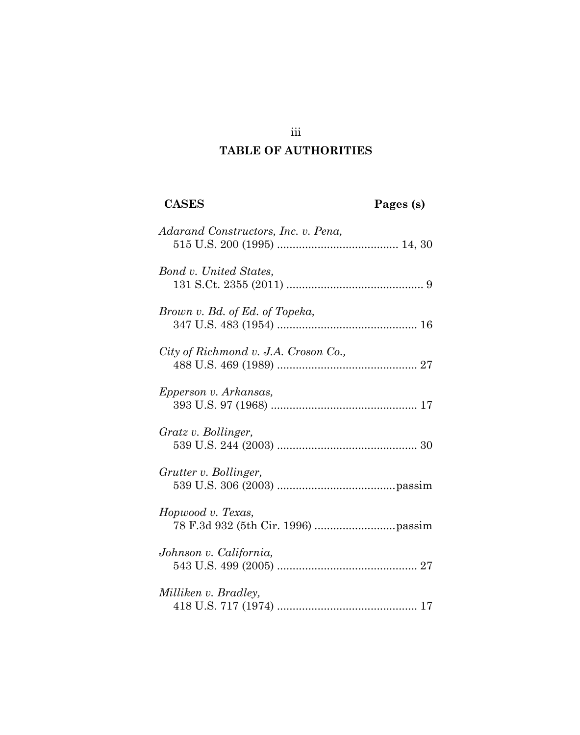# TABLE OF AUTHORITIES

**CASES** **Pages (s)**

*Adarand Constructors, Inc. v. Pena*,
515 U.S. 200 (1995) ....................................... 14, 30

*Bond v. United States*,
131 S.Ct. 2355 (2011) ............................................ 9

*Brown v. Bd. of Ed. of Topeka*,
347 U.S. 483 (1954) ............................................. 16

*City of Richmond v. J.A. Croson Co.*,
488 U.S. 469 (1989) ............................................. 27

*Epperson v. Arkansas*,
393 U.S. 97 (1968) ............................................... 17

*Gratz v. Bollinger*,
539 U.S. 244 (2003) ............................................. 30

*Grutter v. Bollinger*,
539 U.S. 306 (2003) ......................................passim

*Hopwood v. Texas*,
78 F.3d 932 (5th Cir. 1996) ..........................passim

*Johnson v. California*,
543 U.S. 499 (2005) ............................................. 27

*Milliken v. Bradley*,
418 U.S. 717 (1974) ............................................. 17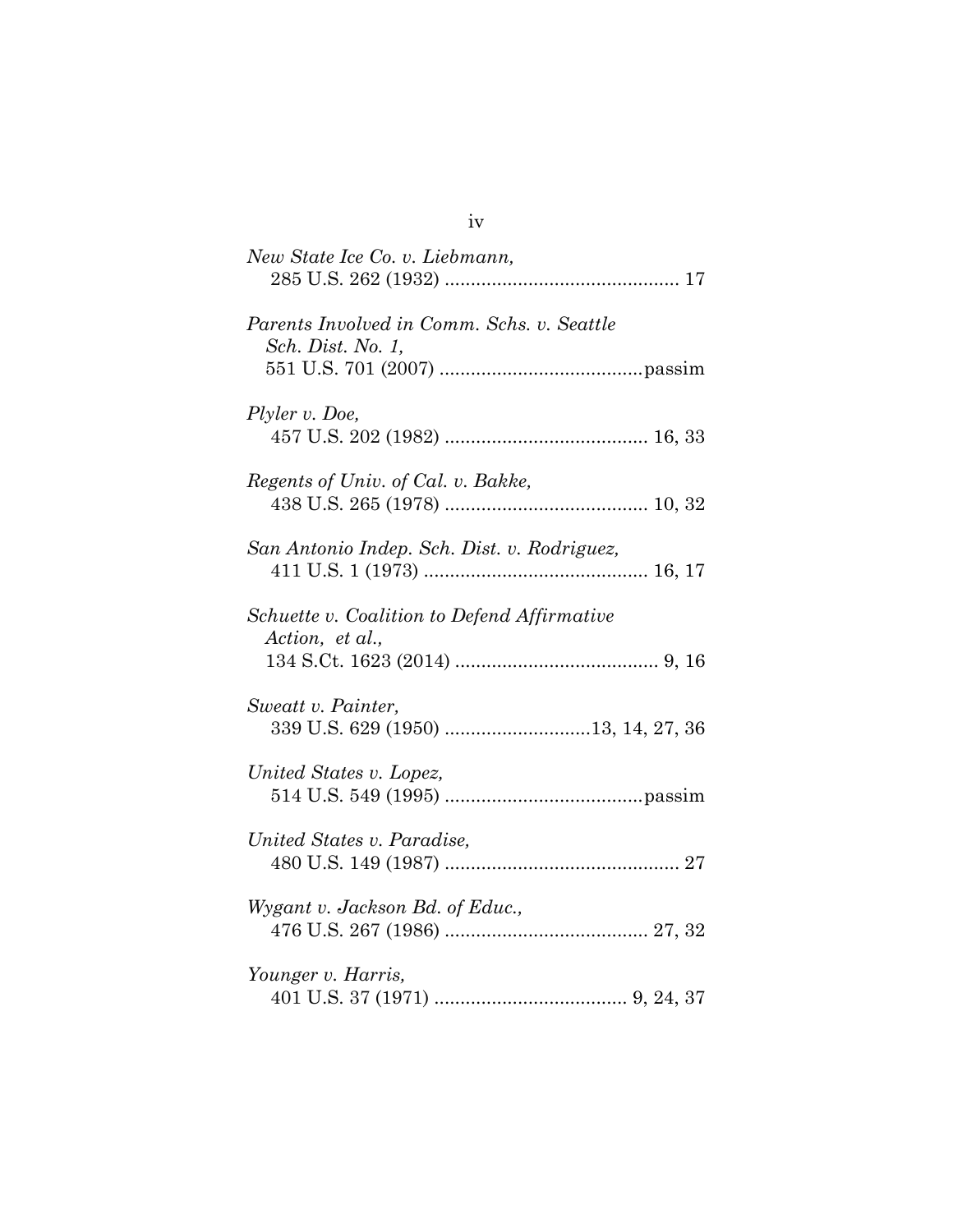*New State Ice Co. v. Liebmann*,
285 U.S. 262 (1932) ............................................ 17

*Parents Involved in Comm. Schs. v. Seattle Sch. Dist. No. 1*,
551 U.S. 701 (2007) ......................................passim

*Plyler v. Doe*,
457 U.S. 202 (1982) ....................................... 16, 33

*Regents of Univ. of Cal. v. Bakke*,
438 U.S. 265 (1978) ....................................... 10, 32

*San Antonio Indep. Sch. Dist. v. Rodriguez*,
411 U.S. 1 (1973) ........................................... 16, 17

*Schuette v. Coalition to Defend Affirmative Action, et al.*,
134 S.Ct. 1623 (2014) ....................................... 9, 16

*Sweatt v. Painter*,
339 U.S. 629 (1950) ...........................13, 14, 27, 36

*United States v. Lopez*,
514 U.S. 549 (1995) ......................................passim

*United States v. Paradise*,
480 U.S. 149 (1987) ............................................ 27

*Wygant v. Jackson Bd. of Educ.*,
476 U.S. 267 (1986) ....................................... 27, 32

*Younger v. Harris*,
401 U.S. 37 (1971) ..................................... 9, 24, 37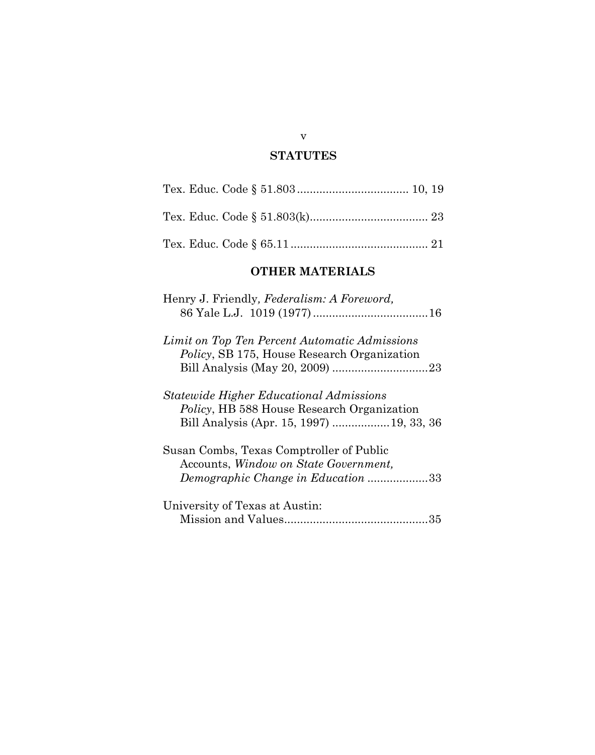## STATUTES

Tex. Educ. Code § 51.803 .................................. 10, 19

Tex. Educ. Code § 51.803(k)..................................... 23

Tex. Educ. Code § 65.11 ........................................... 21

## OTHER MATERIALS

Henry J. Friendly, *Federalism: A Foreword,* 86 Yale L.J. 1019 (1977) ....................................16

*Limit on Top Ten Percent Automatic Admissions Policy*, SB 175, House Research Organization Bill Analysis (May 20, 2009) ..............................23

*Statewide Higher Educational Admissions Policy*, HB 588 House Research Organization Bill Analysis (Apr. 15, 1997) ..................19, 33, 36

Susan Combs, Texas Comptroller of Public Accounts, *Window on State Government, Demographic Change in Education* ...................33

University of Texas at Austin: Mission and Values.............................................35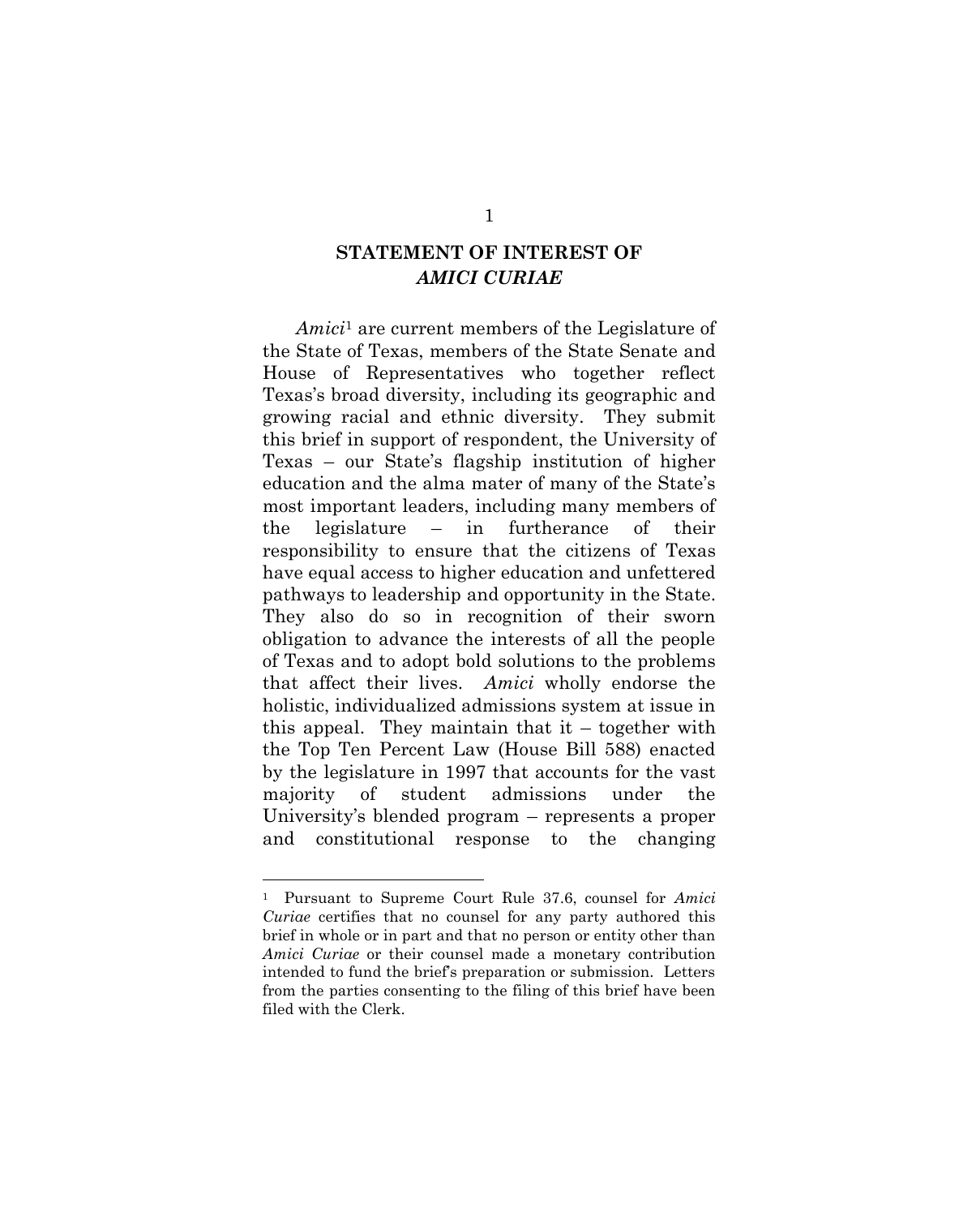## STATEMENT OF INTEREST OF *AMICI CURIAE*

*Amici*[1] are current members of the Legislature of the State of Texas, members of the State Senate and House of Representatives who together reflect Texas's broad diversity, including its geographic and growing racial and ethnic diversity. They submit this brief in support of respondent, the University of Texas – our State's flagship institution of higher education and the alma mater of many of the State's most important leaders, including many members of the legislature – in furtherance of their responsibility to ensure that the citizens of Texas have equal access to higher education and unfettered pathways to leadership and opportunity in the State. They also do so in recognition of their sworn obligation to advance the interests of all the people of Texas and to adopt bold solutions to the problems that affect their lives. *Amici* wholly endorse the holistic, individualized admissions system at issue in this appeal. They maintain that it – together with the Top Ten Percent Law (House Bill 588) enacted by the legislature in 1997 that accounts for the vast majority of student admissions under the University's blended program – represents a proper and constitutional response to the changing

---

[1] Pursuant to Supreme Court Rule 37.6, counsel for *Amici Curiae* certifies that no counsel for any party authored this brief in whole or in part and that no person or entity other than *Amici Curiae* or their counsel made a monetary contribution intended to fund the brief's preparation or submission. Letters from the parties consenting to the filing of this brief have been filed with the Clerk.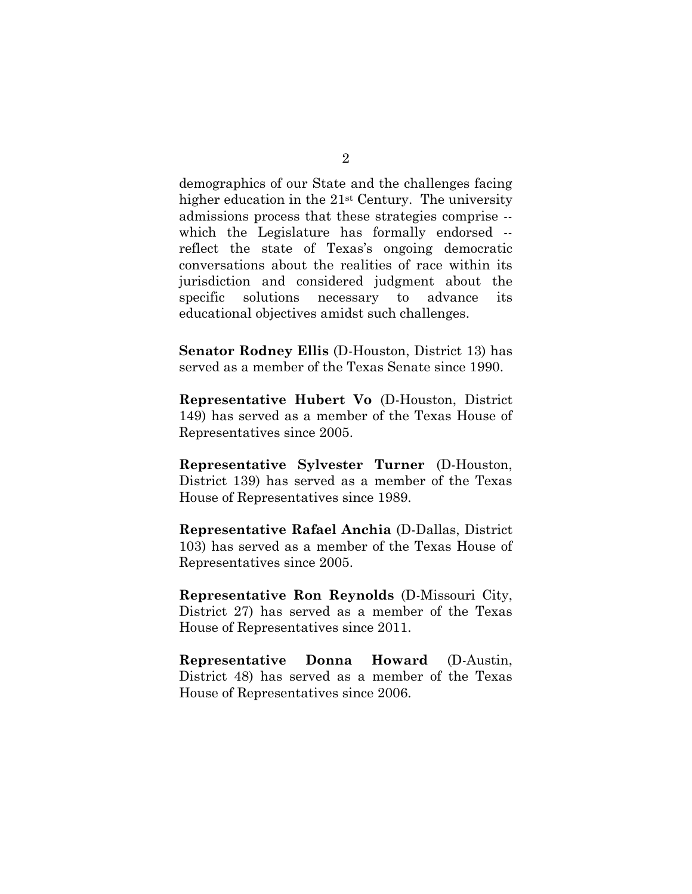demographics of our State and the challenges facing higher education in the 21st Century. The university admissions process that these strategies comprise -- which the Legislature has formally endorsed -- reflect the state of Texas's ongoing democratic conversations about the realities of race within its jurisdiction and considered judgment about the specific solutions necessary to advance its educational objectives amidst such challenges.

**Senator Rodney Ellis** (D-Houston, District 13) has served as a member of the Texas Senate since 1990.

**Representative Hubert Vo** (D-Houston, District 149) has served as a member of the Texas House of Representatives since 2005.

**Representative Sylvester Turner** (D-Houston, District 139) has served as a member of the Texas House of Representatives since 1989.

**Representative Rafael Anchia** (D-Dallas, District 103) has served as a member of the Texas House of Representatives since 2005.

**Representative Ron Reynolds** (D-Missouri City, District 27) has served as a member of the Texas House of Representatives since 2011.

**Representative Donna Howard** (D-Austin, District 48) has served as a member of the Texas House of Representatives since 2006.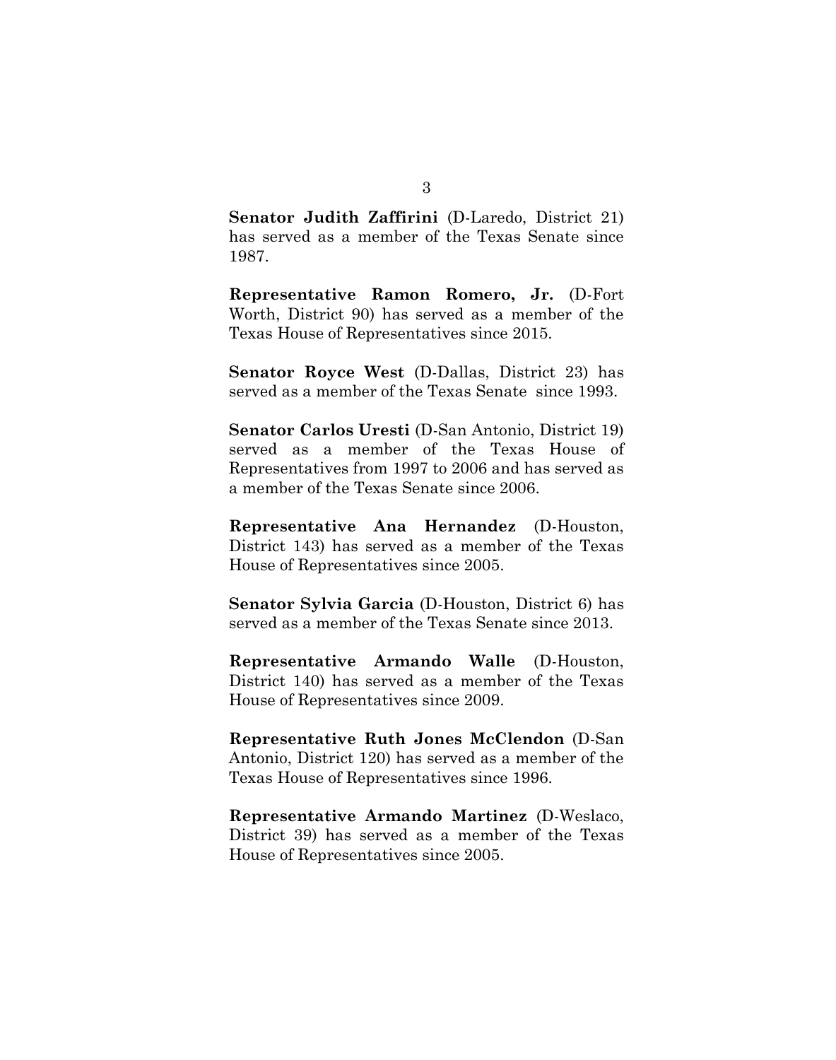**Senator Judith Zaffirini** (D-Laredo, District 21) has served as a member of the Texas Senate since 1987.

**Representative Ramon Romero, Jr.** (D-Fort Worth, District 90) has served as a member of the Texas House of Representatives since 2015.

**Senator Royce West** (D-Dallas, District 23) has served as a member of the Texas Senate since 1993.

**Senator Carlos Uresti** (D-San Antonio, District 19) served as a member of the Texas House of Representatives from 1997 to 2006 and has served as a member of the Texas Senate since 2006.

**Representative Ana Hernandez** (D-Houston, District 143) has served as a member of the Texas House of Representatives since 2005.

**Senator Sylvia Garcia** (D-Houston, District 6) has served as a member of the Texas Senate since 2013.

**Representative Armando Walle** (D-Houston, District 140) has served as a member of the Texas House of Representatives since 2009.

**Representative Ruth Jones McClendon** (D-San Antonio, District 120) has served as a member of the Texas House of Representatives since 1996.

**Representative Armando Martinez** (D-Weslaco, District 39) has served as a member of the Texas House of Representatives since 2005.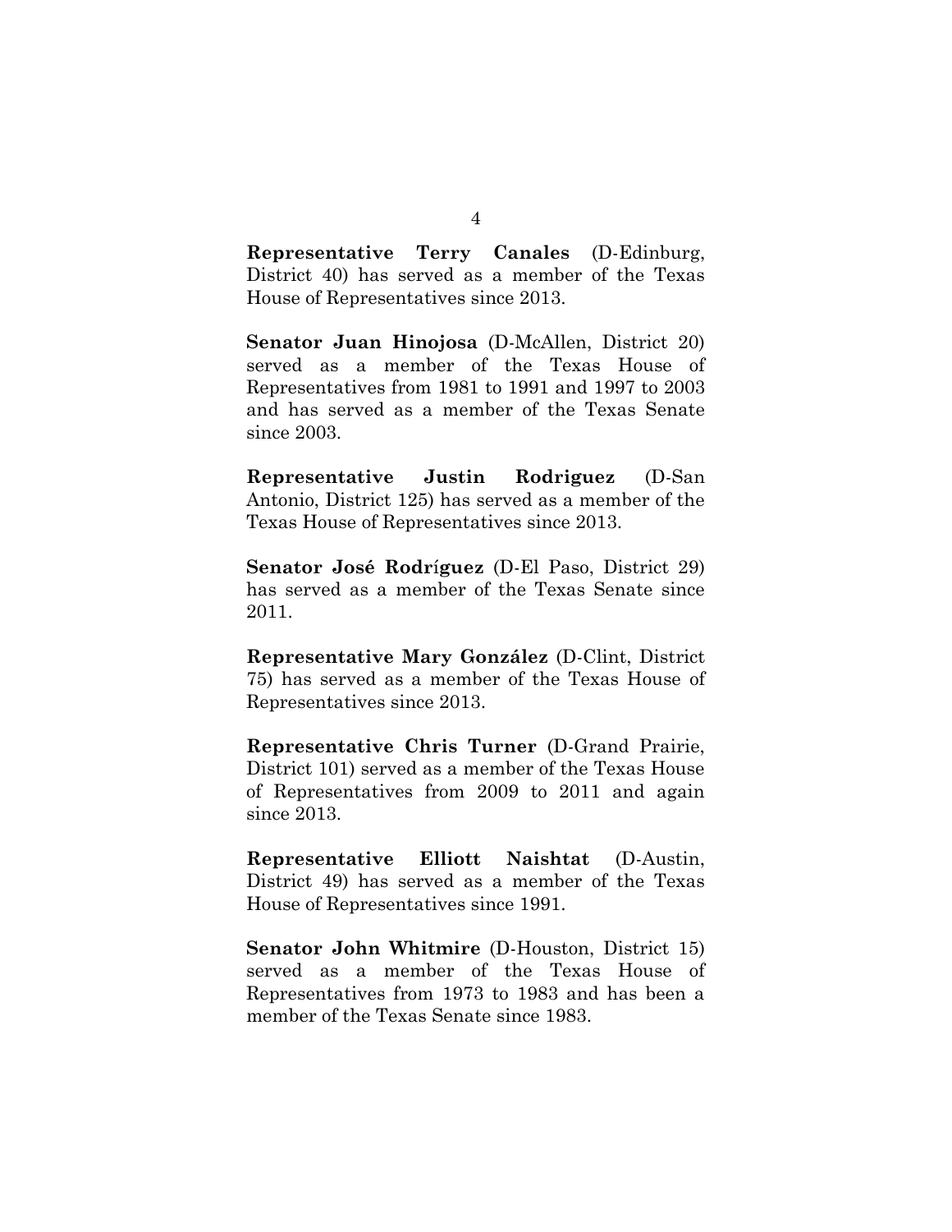**Representative Terry Canales** (D-Edinburg, District 40) has served as a member of the Texas House of Representatives since 2013.

**Senator Juan Hinojosa** (D-McAllen, District 20) served as a member of the Texas House of Representatives from 1981 to 1991 and 1997 to 2003 and has served as a member of the Texas Senate since 2003.

**Representative Justin Rodriguez** (D-San Antonio, District 125) has served as a member of the Texas House of Representatives since 2013.

**Senator José Rodríguez** (D-El Paso, District 29) has served as a member of the Texas Senate since 2011.

**Representative Mary González** (D-Clint, District 75) has served as a member of the Texas House of Representatives since 2013.

**Representative Chris Turner** (D-Grand Prairie, District 101) served as a member of the Texas House of Representatives from 2009 to 2011 and again since 2013.

**Representative Elliott Naishtat** (D-Austin, District 49) has served as a member of the Texas House of Representatives since 1991.

**Senator John Whitmire** (D-Houston, District 15) served as a member of the Texas House of Representatives from 1973 to 1983 and has been a member of the Texas Senate since 1983.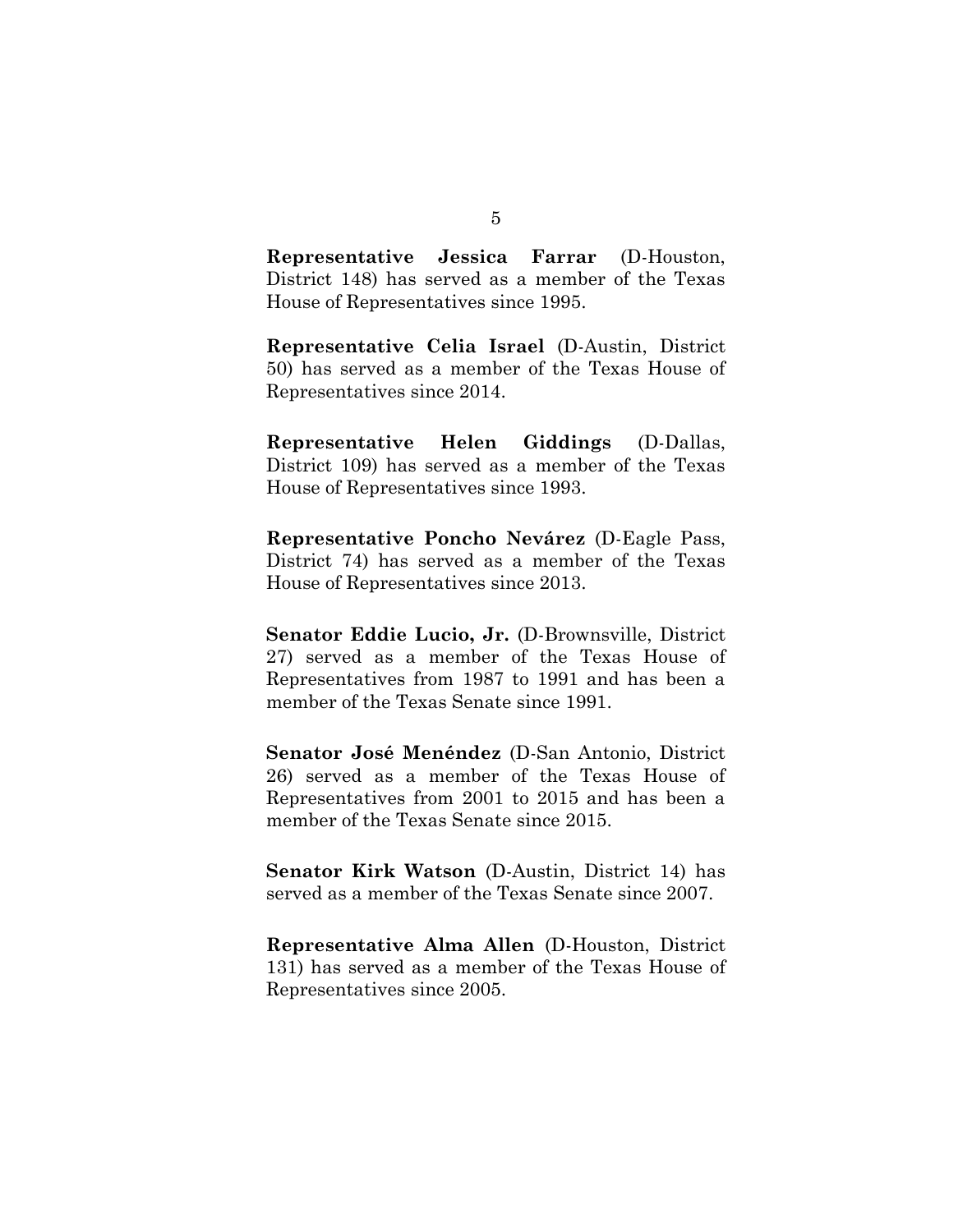**Representative Jessica Farrar** (D-Houston, District 148) has served as a member of the Texas House of Representatives since 1995.

**Representative Celia Israel** (D-Austin, District 50) has served as a member of the Texas House of Representatives since 2014.

**Representative Helen Giddings** (D-Dallas, District 109) has served as a member of the Texas House of Representatives since 1993.

**Representative Poncho Nevárez** (D-Eagle Pass, District 74) has served as a member of the Texas House of Representatives since 2013.

**Senator Eddie Lucio, Jr.** (D-Brownsville, District 27) served as a member of the Texas House of Representatives from 1987 to 1991 and has been a member of the Texas Senate since 1991.

**Senator José Menéndez** (D-San Antonio, District 26) served as a member of the Texas House of Representatives from 2001 to 2015 and has been a member of the Texas Senate since 2015.

**Senator Kirk Watson** (D-Austin, District 14) has served as a member of the Texas Senate since 2007.

**Representative Alma Allen** (D-Houston, District 131) has served as a member of the Texas House of Representatives since 2005.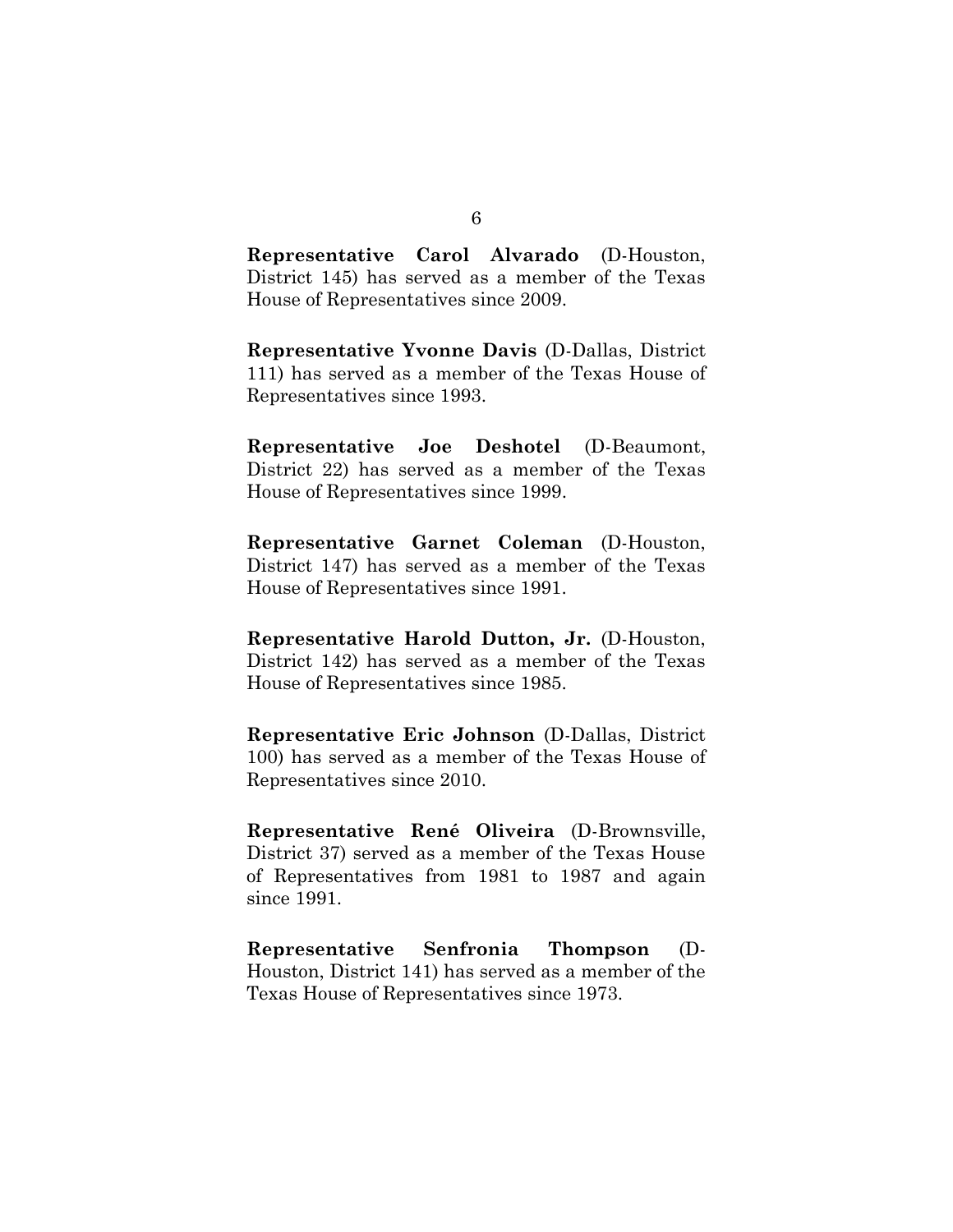**Representative Carol Alvarado** (D-Houston, District 145) has served as a member of the Texas House of Representatives since 2009.

**Representative Yvonne Davis** (D-Dallas, District 111) has served as a member of the Texas House of Representatives since 1993.

**Representative Joe Deshotel** (D-Beaumont, District 22) has served as a member of the Texas House of Representatives since 1999.

**Representative Garnet Coleman** (D-Houston, District 147) has served as a member of the Texas House of Representatives since 1991.

**Representative Harold Dutton, Jr.** (D-Houston, District 142) has served as a member of the Texas House of Representatives since 1985.

**Representative Eric Johnson** (D-Dallas, District 100) has served as a member of the Texas House of Representatives since 2010.

**Representative René Oliveira** (D-Brownsville, District 37) served as a member of the Texas House of Representatives from 1981 to 1987 and again since 1991.

**Representative Senfronia Thompson** (D-Houston, District 141) has served as a member of the Texas House of Representatives since 1973.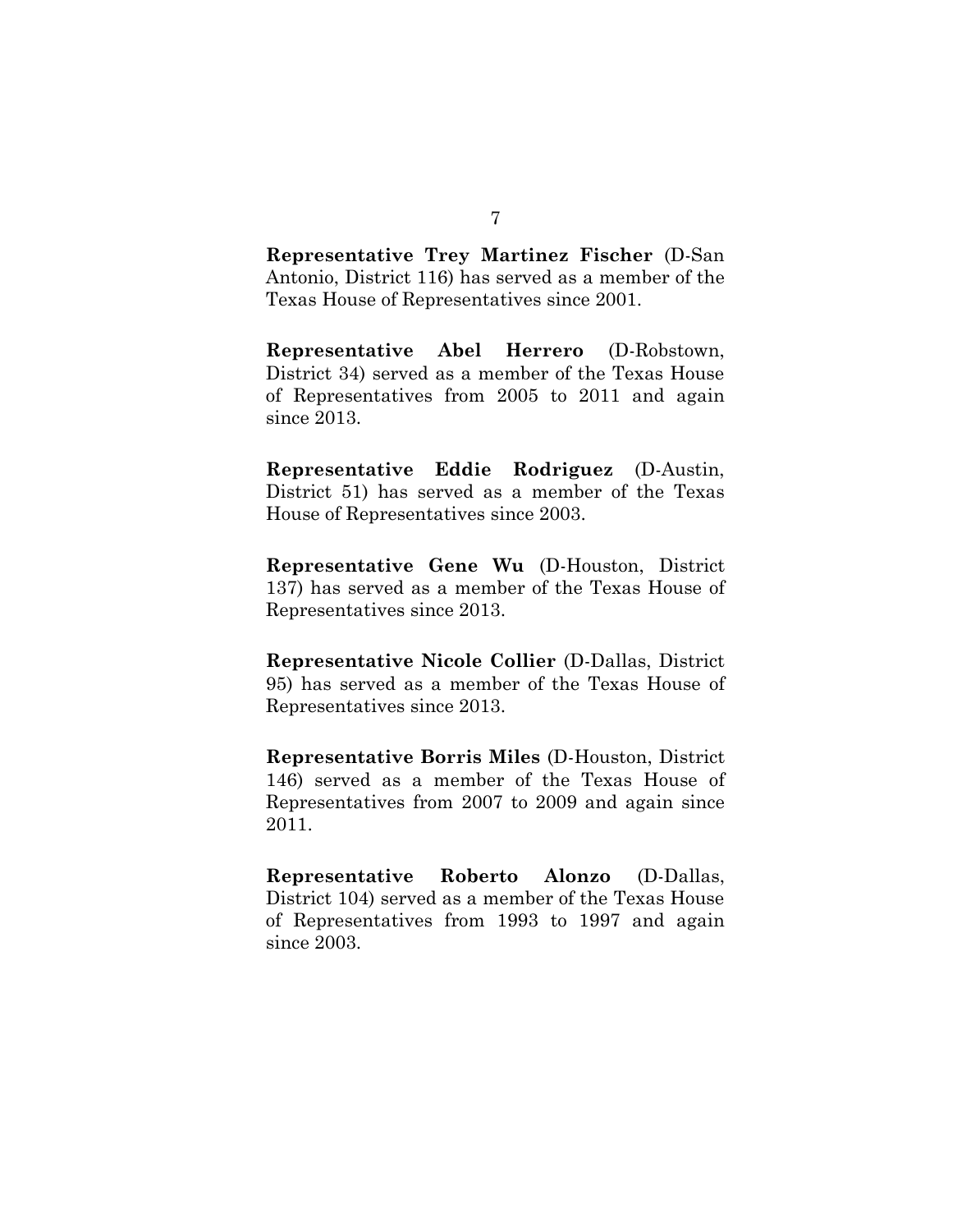**Representative Trey Martinez Fischer** (D-San Antonio, District 116) has served as a member of the Texas House of Representatives since 2001.

**Representative Abel Herrero** (D-Robstown, District 34) served as a member of the Texas House of Representatives from 2005 to 2011 and again since 2013.

**Representative Eddie Rodriguez** (D-Austin, District 51) has served as a member of the Texas House of Representatives since 2003.

**Representative Gene Wu** (D-Houston, District 137) has served as a member of the Texas House of Representatives since 2013.

**Representative Nicole Collier** (D-Dallas, District 95) has served as a member of the Texas House of Representatives since 2013.

**Representative Borris Miles** (D-Houston, District 146) served as a member of the Texas House of Representatives from 2007 to 2009 and again since 2011.

**Representative Roberto Alonzo** (D-Dallas, District 104) served as a member of the Texas House of Representatives from 1993 to 1997 and again since 2003.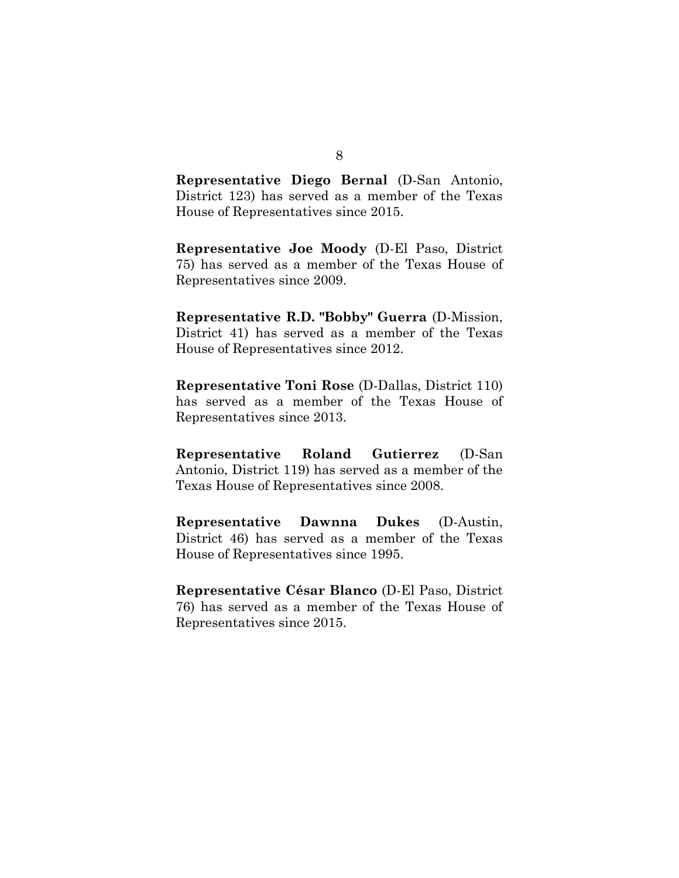**Representative Diego Bernal** (D-San Antonio, District 123) has served as a member of the Texas House of Representatives since 2015.

**Representative Joe Moody** (D-El Paso, District 75) has served as a member of the Texas House of Representatives since 2009.

**Representative R.D. "Bobby" Guerra** (D-Mission, District 41) has served as a member of the Texas House of Representatives since 2012.

**Representative Toni Rose** (D-Dallas, District 110) has served as a member of the Texas House of Representatives since 2013.

**Representative Roland Gutierrez** (D-San Antonio, District 119) has served as a member of the Texas House of Representatives since 2008.

**Representative Dawnna Dukes** (D-Austin, District 46) has served as a member of the Texas House of Representatives since 1995.

**Representative César Blanco** (D-El Paso, District 76) has served as a member of the Texas House of Representatives since 2015.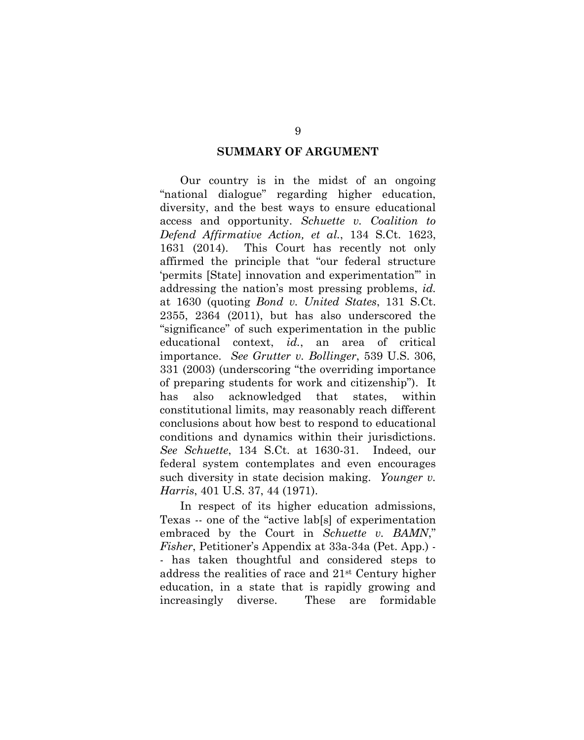## SUMMARY OF ARGUMENT

Our country is in the midst of an ongoing "national dialogue" regarding higher education, diversity, and the best ways to ensure educational access and opportunity. *Schuette v. Coalition to Defend Affirmative Action, et al.*, 134 S.Ct. 1623, 1631 (2014). This Court has recently not only affirmed the principle that "our federal structure 'permits [State] innovation and experimentation'" in addressing the nation's most pressing problems, *id.* at 1630 (quoting *Bond v. United States*, 131 S.Ct. 2355, 2364 (2011), but has also underscored the "significance" of such experimentation in the public educational context, *id.*, an area of critical importance. *See Grutter v. Bollinger*, 539 U.S. 306, 331 (2003) (underscoring "the overriding importance of preparing students for work and citizenship"). It has also acknowledged that states, within constitutional limits, may reasonably reach different conclusions about how best to respond to educational conditions and dynamics within their jurisdictions. *See Schuette*, 134 S.Ct. at 1630-31. Indeed, our federal system contemplates and even encourages such diversity in state decision making. *Younger v. Harris*, 401 U.S. 37, 44 (1971).

In respect of its higher education admissions, Texas -- one of the "active lab[s] of experimentation embraced by the Court in *Schuette v. BAMN*," *Fisher*, Petitioner's Appendix at 33a-34a (Pet. App.) -- has taken thoughtful and considered steps to address the realities of race and 21st Century higher education, in a state that is rapidly growing and increasingly diverse. These are formidable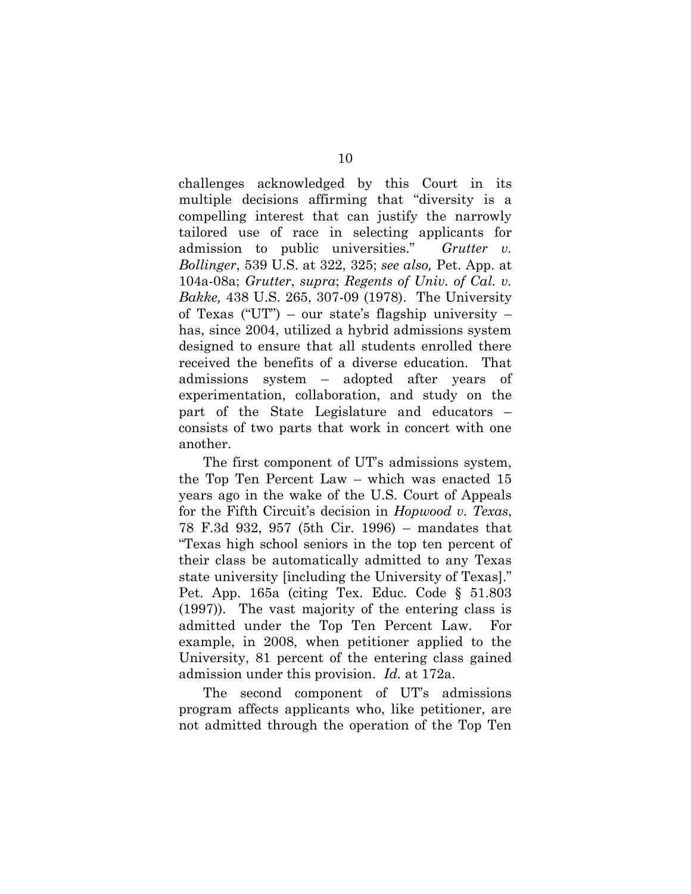challenges acknowledged by this Court in its multiple decisions affirming that "diversity is a compelling interest that can justify the narrowly tailored use of race in selecting applicants for admission to public universities." *Grutter v. Bollinger*, 539 U.S. at 322, 325; *see also,* Pet. App. at 104a-08a; *Grutter*, *supra*; *Regents of Univ. of Cal. v. Bakke,* 438 U.S. 265, 307-09 (1978). The University of Texas ("UT") – our state's flagship university – has, since 2004, utilized a hybrid admissions system designed to ensure that all students enrolled there received the benefits of a diverse education. That admissions system – adopted after years of experimentation, collaboration, and study on the part of the State Legislature and educators – consists of two parts that work in concert with one another.

The first component of UT's admissions system, the Top Ten Percent Law – which was enacted 15 years ago in the wake of the U.S. Court of Appeals for the Fifth Circuit's decision in *Hopwood v. Texas*, 78 F.3d 932, 957 (5th Cir. 1996) – mandates that "Texas high school seniors in the top ten percent of their class be automatically admitted to any Texas state university [including the University of Texas]." Pet. App. 165a (citing Tex. Educ. Code § 51.803 (1997)). The vast majority of the entering class is admitted under the Top Ten Percent Law. For example, in 2008, when petitioner applied to the University, 81 percent of the entering class gained admission under this provision. *Id.* at 172a.

The second component of UT's admissions program affects applicants who, like petitioner, are not admitted through the operation of the Top Ten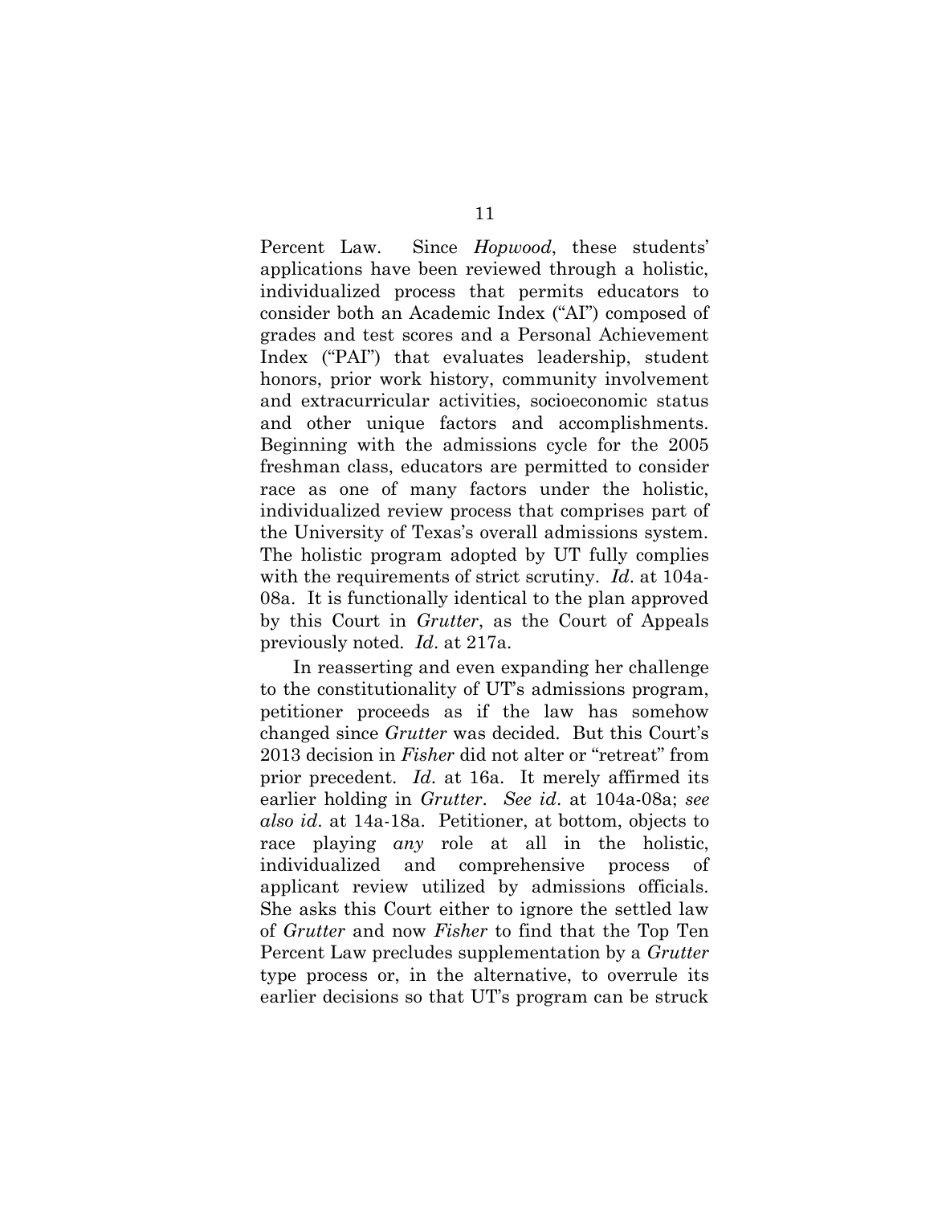Percent Law. Since *Hopwood*, these students' applications have been reviewed through a holistic, individualized process that permits educators to consider both an Academic Index ("AI") composed of grades and test scores and a Personal Achievement Index ("PAI") that evaluates leadership, student honors, prior work history, community involvement and extracurricular activities, socioeconomic status and other unique factors and accomplishments. Beginning with the admissions cycle for the 2005 freshman class, educators are permitted to consider race as one of many factors under the holistic, individualized review process that comprises part of the University of Texas's overall admissions system. The holistic program adopted by UT fully complies with the requirements of strict scrutiny. *Id*. at 104a-08a. It is functionally identical to the plan approved by this Court in *Grutter*, as the Court of Appeals previously noted. *Id*. at 217a.

In reasserting and even expanding her challenge to the constitutionality of UT's admissions program, petitioner proceeds as if the law has somehow changed since *Grutter* was decided. But this Court's 2013 decision in *Fisher* did not alter or "retreat" from prior precedent. *Id*. at 16a. It merely affirmed its earlier holding in *Grutter*. *See id*. at 104a-08a; *see also id*. at 14a-18a. Petitioner, at bottom, objects to race playing *any* role at all in the holistic, individualized and comprehensive process of applicant review utilized by admissions officials. She asks this Court either to ignore the settled law of *Grutter* and now *Fisher* to find that the Top Ten Percent Law precludes supplementation by a *Grutter* type process or, in the alternative, to overrule its earlier decisions so that UT's program can be struck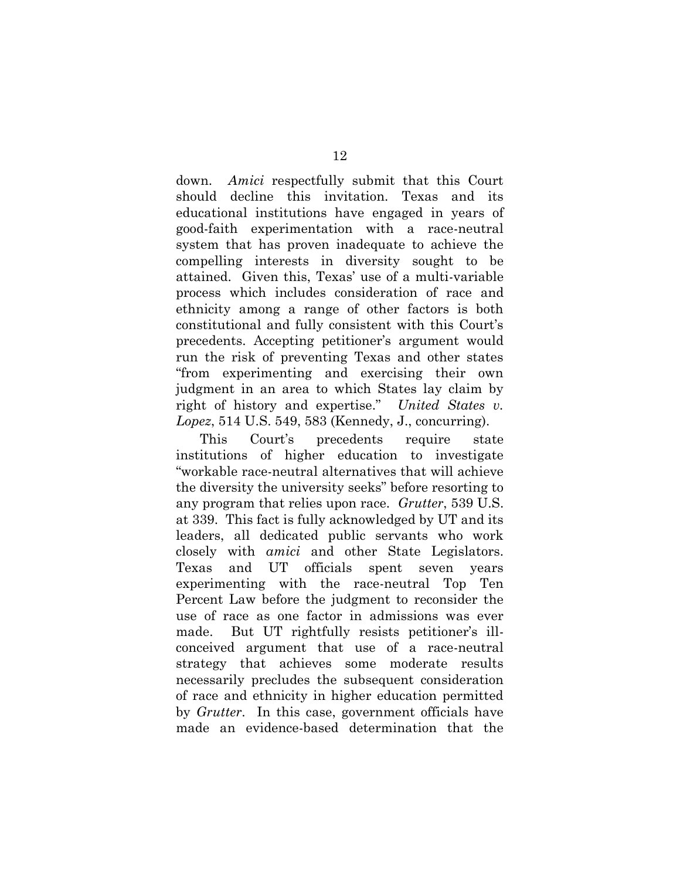down. *Amici* respectfully submit that this Court should decline this invitation. Texas and its educational institutions have engaged in years of good-faith experimentation with a race-neutral system that has proven inadequate to achieve the compelling interests in diversity sought to be attained. Given this, Texas' use of a multi-variable process which includes consideration of race and ethnicity among a range of other factors is both constitutional and fully consistent with this Court's precedents. Accepting petitioner's argument would run the risk of preventing Texas and other states "from experimenting and exercising their own judgment in an area to which States lay claim by right of history and expertise." *United States v. Lopez*, 514 U.S. 549, 583 (Kennedy, J., concurring).

This Court's precedents require state institutions of higher education to investigate "workable race-neutral alternatives that will achieve the diversity the university seeks" before resorting to any program that relies upon race. *Grutter*, 539 U.S. at 339. This fact is fully acknowledged by UT and its leaders, all dedicated public servants who work closely with *amici* and other State Legislators. Texas and UT officials spent seven years experimenting with the race-neutral Top Ten Percent Law before the judgment to reconsider the use of race as one factor in admissions was ever made. But UT rightfully resists petitioner's ill-conceived argument that use of a race-neutral strategy that achieves some moderate results necessarily precludes the subsequent consideration of race and ethnicity in higher education permitted by *Grutter*. In this case, government officials have made an evidence-based determination that the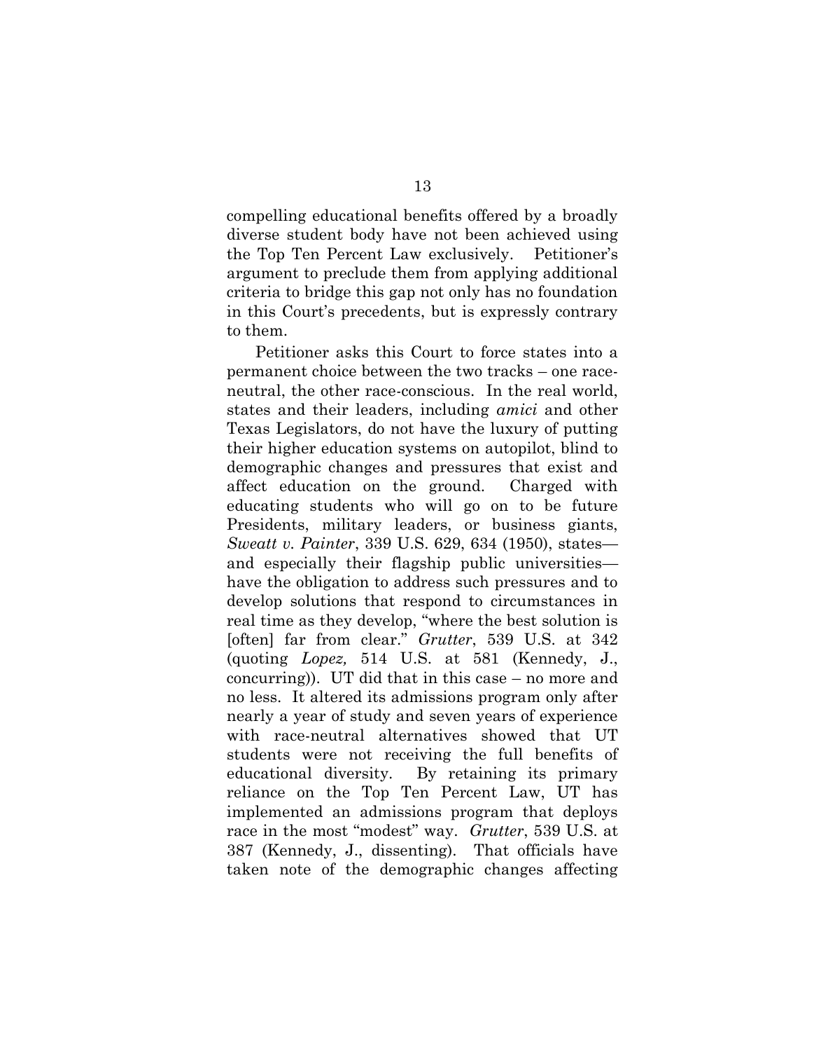compelling educational benefits offered by a broadly diverse student body have not been achieved using the Top Ten Percent Law exclusively. Petitioner's argument to preclude them from applying additional criteria to bridge this gap not only has no foundation in this Court's precedents, but is expressly contrary to them.

Petitioner asks this Court to force states into a permanent choice between the two tracks – one race-neutral, the other race-conscious. In the real world, states and their leaders, including *amici* and other Texas Legislators, do not have the luxury of putting their higher education systems on autopilot, blind to demographic changes and pressures that exist and affect education on the ground. Charged with educating students who will go on to be future Presidents, military leaders, or business giants, *Sweatt v. Painter*, 339 U.S. 629, 634 (1950), states—and especially their flagship public universities—have the obligation to address such pressures and to develop solutions that respond to circumstances in real time as they develop, "where the best solution is [often] far from clear." *Grutter*, 539 U.S. at 342 (quoting *Lopez,* 514 U.S. at 581 (Kennedy, J., concurring)). UT did that in this case – no more and no less. It altered its admissions program only after nearly a year of study and seven years of experience with race-neutral alternatives showed that UT students were not receiving the full benefits of educational diversity. By retaining its primary reliance on the Top Ten Percent Law, UT has implemented an admissions program that deploys race in the most "modest" way. *Grutter*, 539 U.S. at 387 (Kennedy, J., dissenting). That officials have taken note of the demographic changes affecting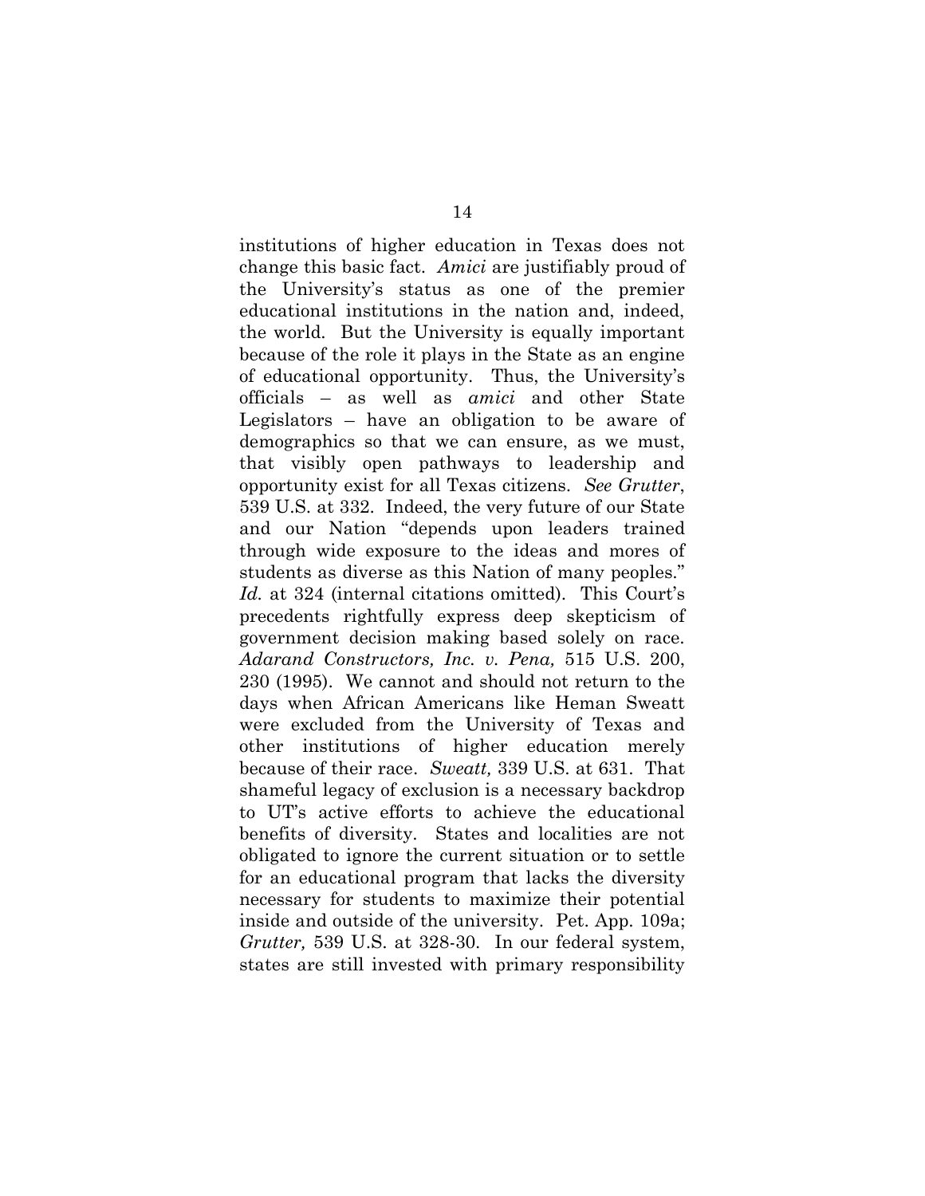institutions of higher education in Texas does not change this basic fact. *Amici* are justifiably proud of the University's status as one of the premier educational institutions in the nation and, indeed, the world. But the University is equally important because of the role it plays in the State as an engine of educational opportunity. Thus, the University's officials – as well as *amici* and other State Legislators – have an obligation to be aware of demographics so that we can ensure, as we must, that visibly open pathways to leadership and opportunity exist for all Texas citizens. *See Grutter*, 539 U.S. at 332. Indeed, the very future of our State and our Nation "depends upon leaders trained through wide exposure to the ideas and mores of students as diverse as this Nation of many peoples." *Id.* at 324 (internal citations omitted). This Court's precedents rightfully express deep skepticism of government decision making based solely on race. *Adarand Constructors, Inc. v. Pena,* 515 U.S. 200, 230 (1995). We cannot and should not return to the days when African Americans like Heman Sweatt were excluded from the University of Texas and other institutions of higher education merely because of their race. *Sweatt,* 339 U.S. at 631. That shameful legacy of exclusion is a necessary backdrop to UT's active efforts to achieve the educational benefits of diversity. States and localities are not obligated to ignore the current situation or to settle for an educational program that lacks the diversity necessary for students to maximize their potential inside and outside of the university. Pet. App. 109a; *Grutter,* 539 U.S. at 328-30. In our federal system, states are still invested with primary responsibility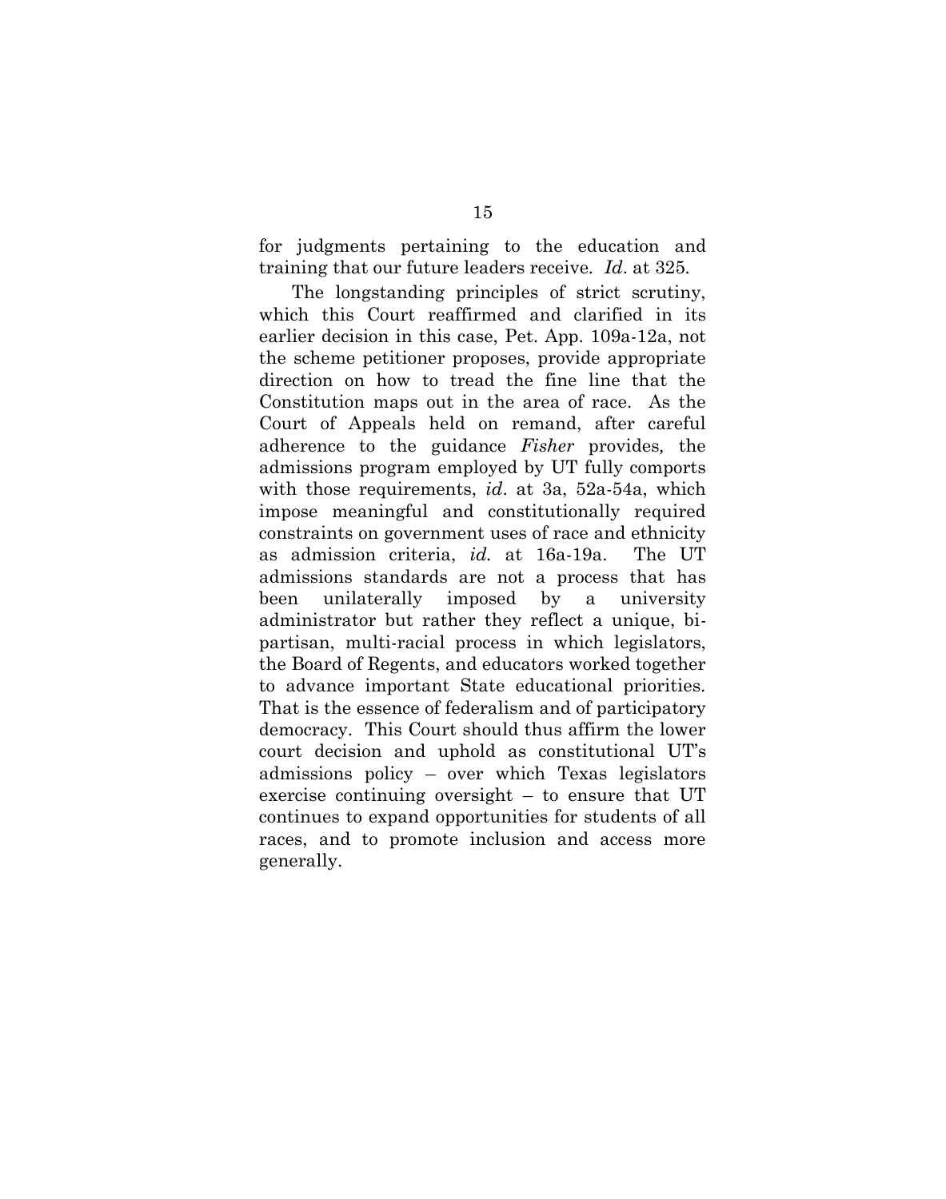for judgments pertaining to the education and training that our future leaders receive. *Id*. at 325.

The longstanding principles of strict scrutiny, which this Court reaffirmed and clarified in its earlier decision in this case, Pet. App. 109a-12a, not the scheme petitioner proposes, provide appropriate direction on how to tread the fine line that the Constitution maps out in the area of race. As the Court of Appeals held on remand, after careful adherence to the guidance *Fisher* provides, the admissions program employed by UT fully comports with those requirements, *id*. at 3a, 52a-54a, which impose meaningful and constitutionally required constraints on government uses of race and ethnicity as admission criteria, *id.* at 16a-19a. The UT admissions standards are not a process that has been unilaterally imposed by a university administrator but rather they reflect a unique, bi-partisan, multi-racial process in which legislators, the Board of Regents, and educators worked together to advance important State educational priorities. That is the essence of federalism and of participatory democracy. This Court should thus affirm the lower court decision and uphold as constitutional UT's admissions policy – over which Texas legislators exercise continuing oversight – to ensure that UT continues to expand opportunities for students of all races, and to promote inclusion and access more generally.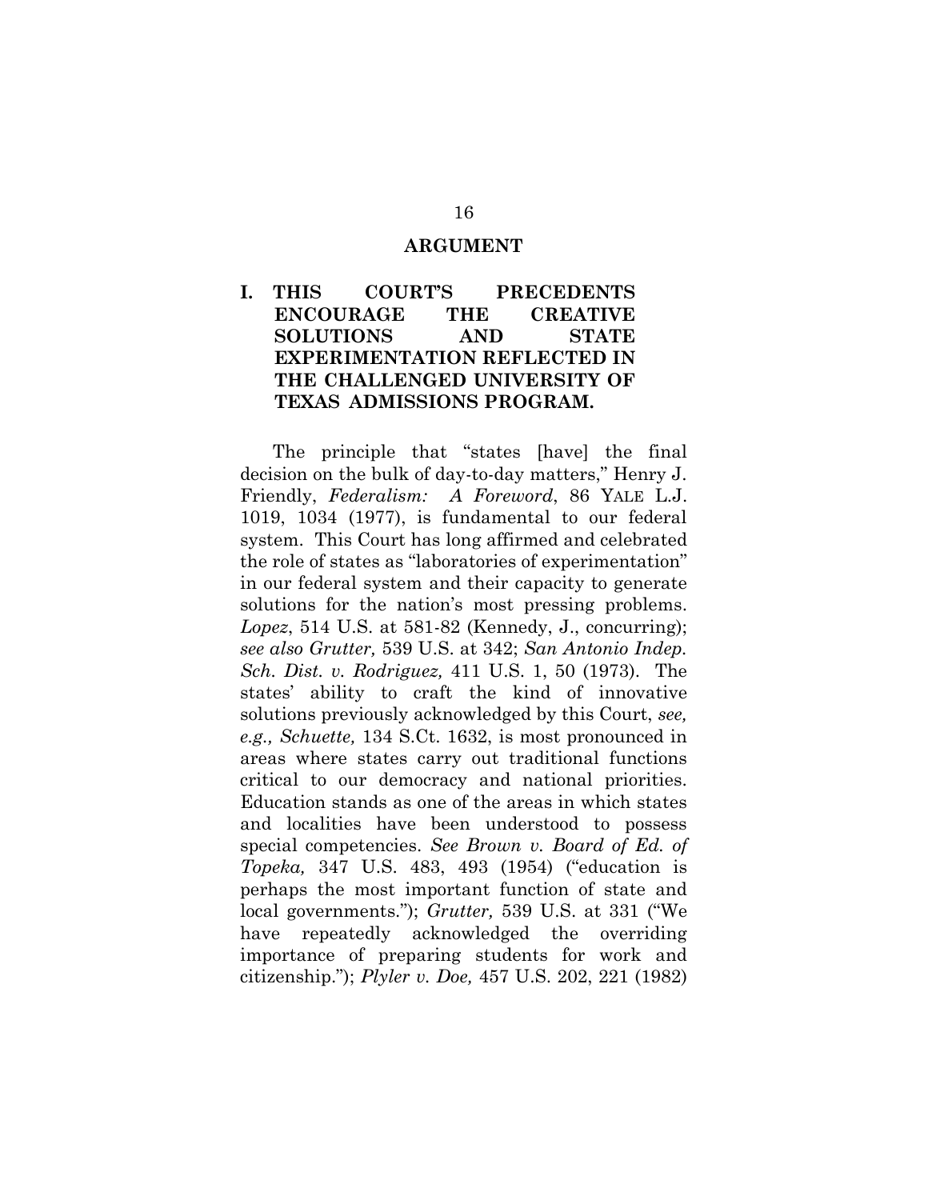## ARGUMENT

### I. THIS COURT'S PRECEDENTS ENCOURAGE THE CREATIVE SOLUTIONS AND STATE EXPERIMENTATION REFLECTED IN THE CHALLENGED UNIVERSITY OF TEXAS ADMISSIONS PROGRAM.

The principle that "states [have] the final decision on the bulk of day-to-day matters," Henry J. Friendly, *Federalism: A Foreword*, 86 YALE L.J. 1019, 1034 (1977), is fundamental to our federal system. This Court has long affirmed and celebrated the role of states as "laboratories of experimentation" in our federal system and their capacity to generate solutions for the nation's most pressing problems. *Lopez*, 514 U.S. at 581-82 (Kennedy, J., concurring); *see also Grutter,* 539 U.S. at 342; *San Antonio Indep. Sch. Dist. v. Rodriguez,* 411 U.S. 1, 50 (1973). The states' ability to craft the kind of innovative solutions previously acknowledged by this Court, *see, e.g., Schuette,* 134 S.Ct. 1632, is most pronounced in areas where states carry out traditional functions critical to our democracy and national priorities. Education stands as one of the areas in which states and localities have been understood to possess special competencies. *See Brown v. Board of Ed. of Topeka,* 347 U.S. 483, 493 (1954) ("education is perhaps the most important function of state and local governments."); *Grutter,* 539 U.S. at 331 ("We have repeatedly acknowledged the overriding importance of preparing students for work and citizenship."); *Plyler v. Doe,* 457 U.S. 202, 221 (1982)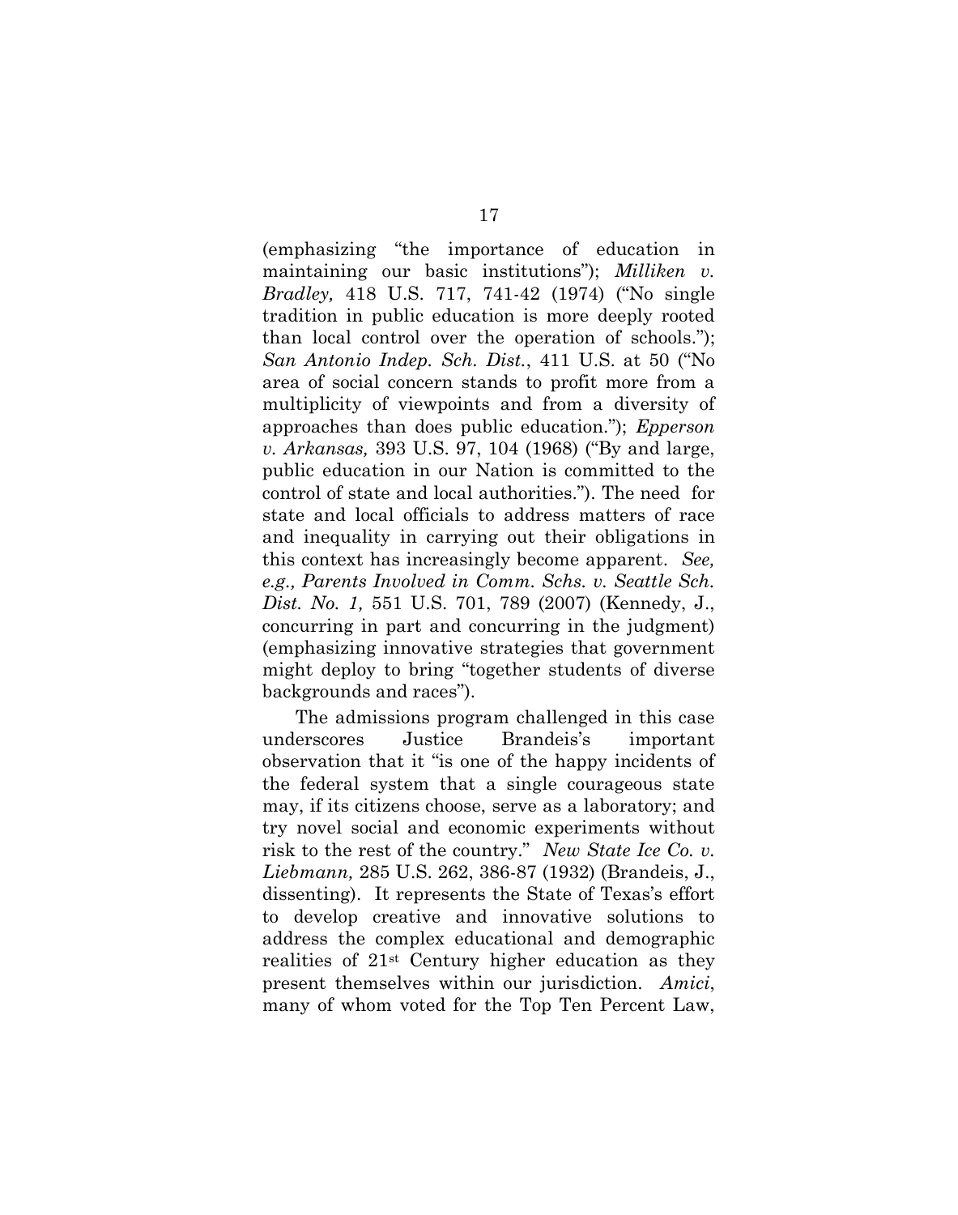(emphasizing "the importance of education in maintaining our basic institutions"); *Milliken v. Bradley,* 418 U.S. 717, 741-42 (1974) ("No single tradition in public education is more deeply rooted than local control over the operation of schools."); *San Antonio Indep. Sch. Dist.*, 411 U.S. at 50 ("No area of social concern stands to profit more from a multiplicity of viewpoints and from a diversity of approaches than does public education."); *Epperson v. Arkansas,* 393 U.S. 97, 104 (1968) ("By and large, public education in our Nation is committed to the control of state and local authorities."). The need for state and local officials to address matters of race and inequality in carrying out their obligations in this context has increasingly become apparent. *See, e.g., Parents Involved in Comm. Schs. v. Seattle Sch. Dist. No. 1,* 551 U.S. 701, 789 (2007) (Kennedy, J., concurring in part and concurring in the judgment) (emphasizing innovative strategies that government might deploy to bring "together students of diverse backgrounds and races").

The admissions program challenged in this case underscores Justice Brandeis's important observation that it "is one of the happy incidents of the federal system that a single courageous state may, if its citizens choose, serve as a laboratory; and try novel social and economic experiments without risk to the rest of the country." *New State Ice Co. v. Liebmann,* 285 U.S. 262, 386-87 (1932) (Brandeis, J., dissenting). It represents the State of Texas's effort to develop creative and innovative solutions to address the complex educational and demographic realities of 21st Century higher education as they present themselves within our jurisdiction. *Amici*, many of whom voted for the Top Ten Percent Law,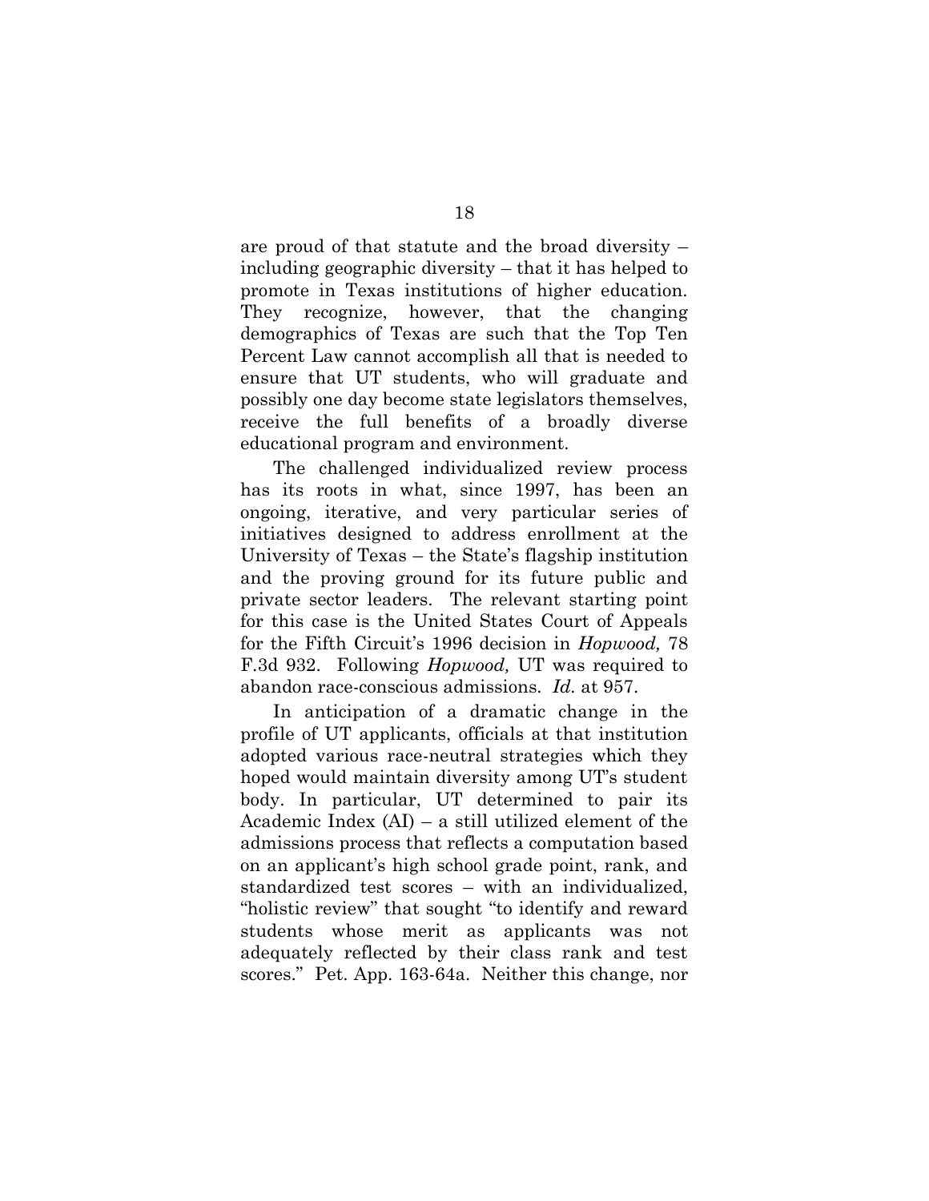are proud of that statute and the broad diversity – including geographic diversity – that it has helped to promote in Texas institutions of higher education. They recognize, however, that the changing demographics of Texas are such that the Top Ten Percent Law cannot accomplish all that is needed to ensure that UT students, who will graduate and possibly one day become state legislators themselves, receive the full benefits of a broadly diverse educational program and environment.

The challenged individualized review process has its roots in what, since 1997, has been an ongoing, iterative, and very particular series of initiatives designed to address enrollment at the University of Texas – the State's flagship institution and the proving ground for its future public and private sector leaders. The relevant starting point for this case is the United States Court of Appeals for the Fifth Circuit's 1996 decision in *Hopwood,* 78 F.3d 932. Following *Hopwood,* UT was required to abandon race-conscious admissions. *Id.* at 957.

In anticipation of a dramatic change in the profile of UT applicants, officials at that institution adopted various race-neutral strategies which they hoped would maintain diversity among UT's student body. In particular, UT determined to pair its Academic Index (AI) – a still utilized element of the admissions process that reflects a computation based on an applicant's high school grade point, rank, and standardized test scores – with an individualized, "holistic review" that sought "to identify and reward students whose merit as applicants was not adequately reflected by their class rank and test scores." Pet. App. 163-64a. Neither this change, nor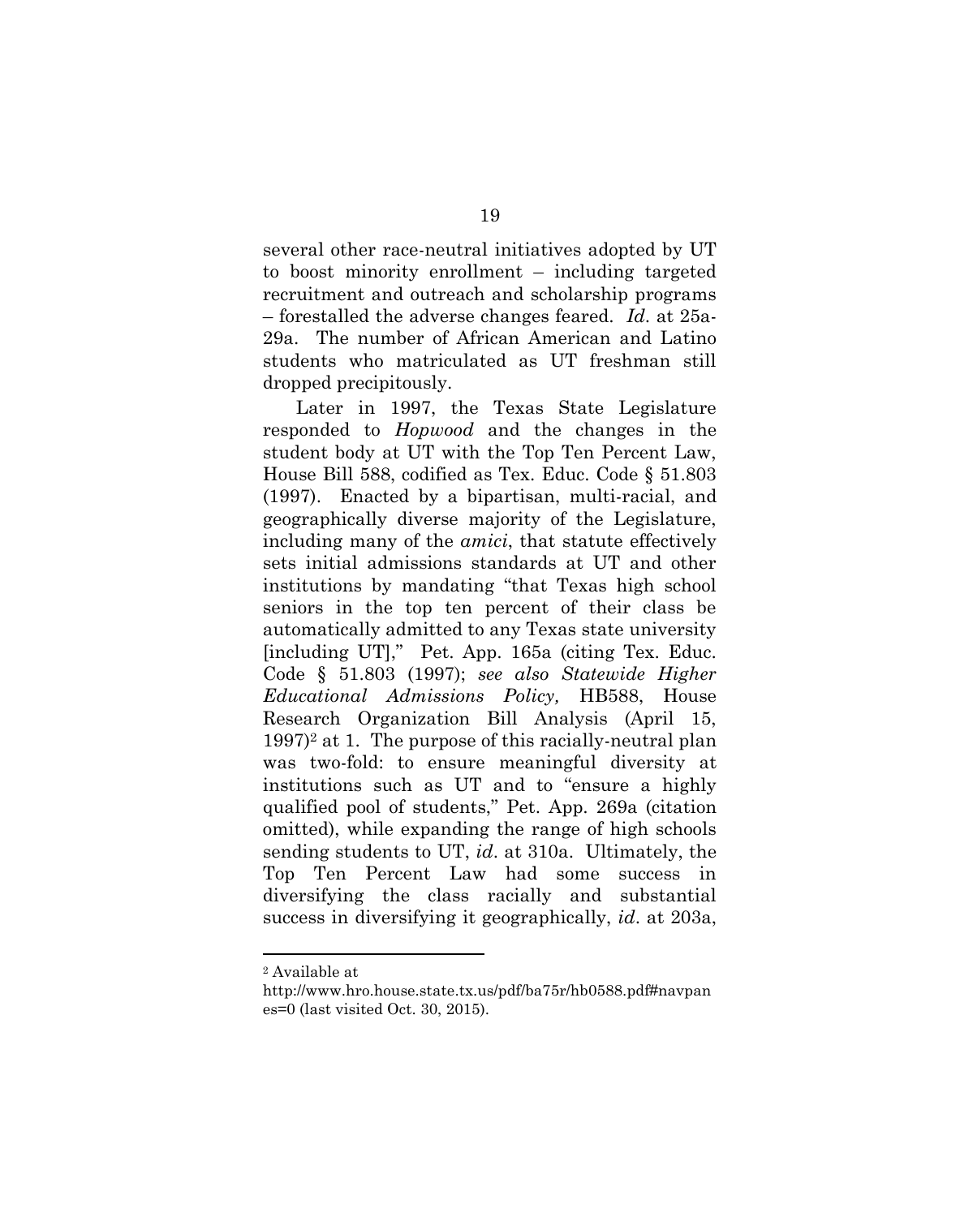several other race-neutral initiatives adopted by UT to boost minority enrollment – including targeted recruitment and outreach and scholarship programs – forestalled the adverse changes feared. *Id*. at 25a-29a. The number of African American and Latino students who matriculated as UT freshman still dropped precipitously.

Later in 1997, the Texas State Legislature responded to *Hopwood* and the changes in the student body at UT with the Top Ten Percent Law, House Bill 588, codified as Tex. Educ. Code § 51.803 (1997). Enacted by a bipartisan, multi-racial, and geographically diverse majority of the Legislature, including many of the *amici*, that statute effectively sets initial admissions standards at UT and other institutions by mandating "that Texas high school seniors in the top ten percent of their class be automatically admitted to any Texas state university [including UT]," Pet. App. 165a (citing Tex. Educ. Code § 51.803 (1997); *see also Statewide Higher Educational Admissions Policy,* HB588, House Research Organization Bill Analysis (April 15, 1997)[2] at 1. The purpose of this racially-neutral plan was two-fold: to ensure meaningful diversity at institutions such as UT and to "ensure a highly qualified pool of students," Pet. App. 269a (citation omitted), while expanding the range of high schools sending students to UT, *id*. at 310a. Ultimately, the Top Ten Percent Law had some success in diversifying the class racially and substantial success in diversifying it geographically, *id*. at 203a,

---

[2] Available at
http://www.hro.house.state.tx.us/pdf/ba75r/hb0588.pdf#navpanes=0 (last visited Oct. 30, 2015).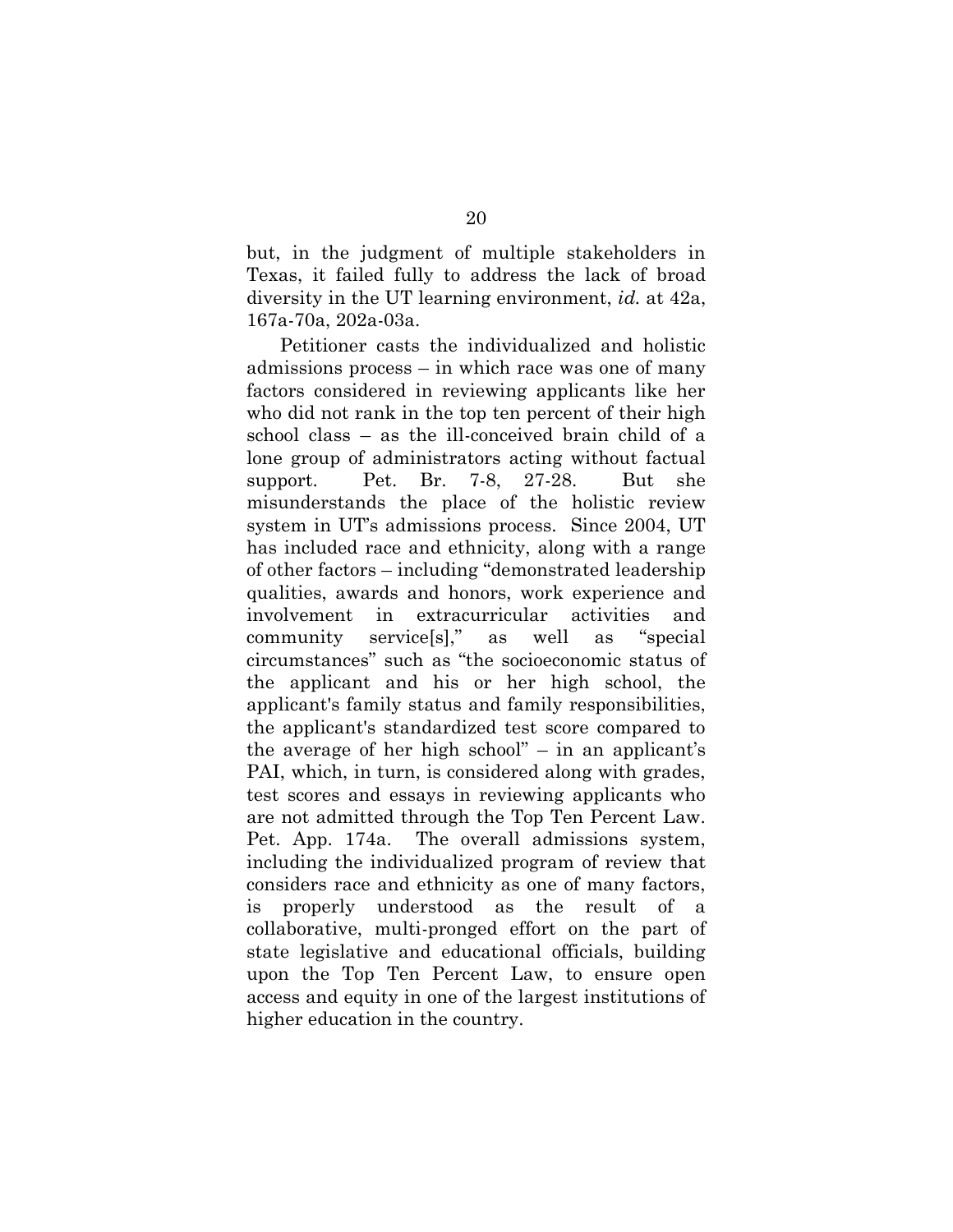but, in the judgment of multiple stakeholders in Texas, it failed fully to address the lack of broad diversity in the UT learning environment, *id.* at 42a, 167a-70a, 202a-03a.

Petitioner casts the individualized and holistic admissions process – in which race was one of many factors considered in reviewing applicants like her who did not rank in the top ten percent of their high school class – as the ill-conceived brain child of a lone group of administrators acting without factual support. Pet. Br. 7-8, 27-28. But she misunderstands the place of the holistic review system in UT's admissions process. Since 2004, UT has included race and ethnicity, along with a range of other factors – including "demonstrated leadership qualities, awards and honors, work experience and involvement in extracurricular activities and community service[s]," as well as "special circumstances" such as "the socioeconomic status of the applicant and his or her high school, the applicant's family status and family responsibilities, the applicant's standardized test score compared to the average of her high school" – in an applicant's PAI, which, in turn, is considered along with grades, test scores and essays in reviewing applicants who are not admitted through the Top Ten Percent Law. Pet. App. 174a. The overall admissions system, including the individualized program of review that considers race and ethnicity as one of many factors, is properly understood as the result of a collaborative, multi-pronged effort on the part of state legislative and educational officials, building upon the Top Ten Percent Law, to ensure open access and equity in one of the largest institutions of higher education in the country.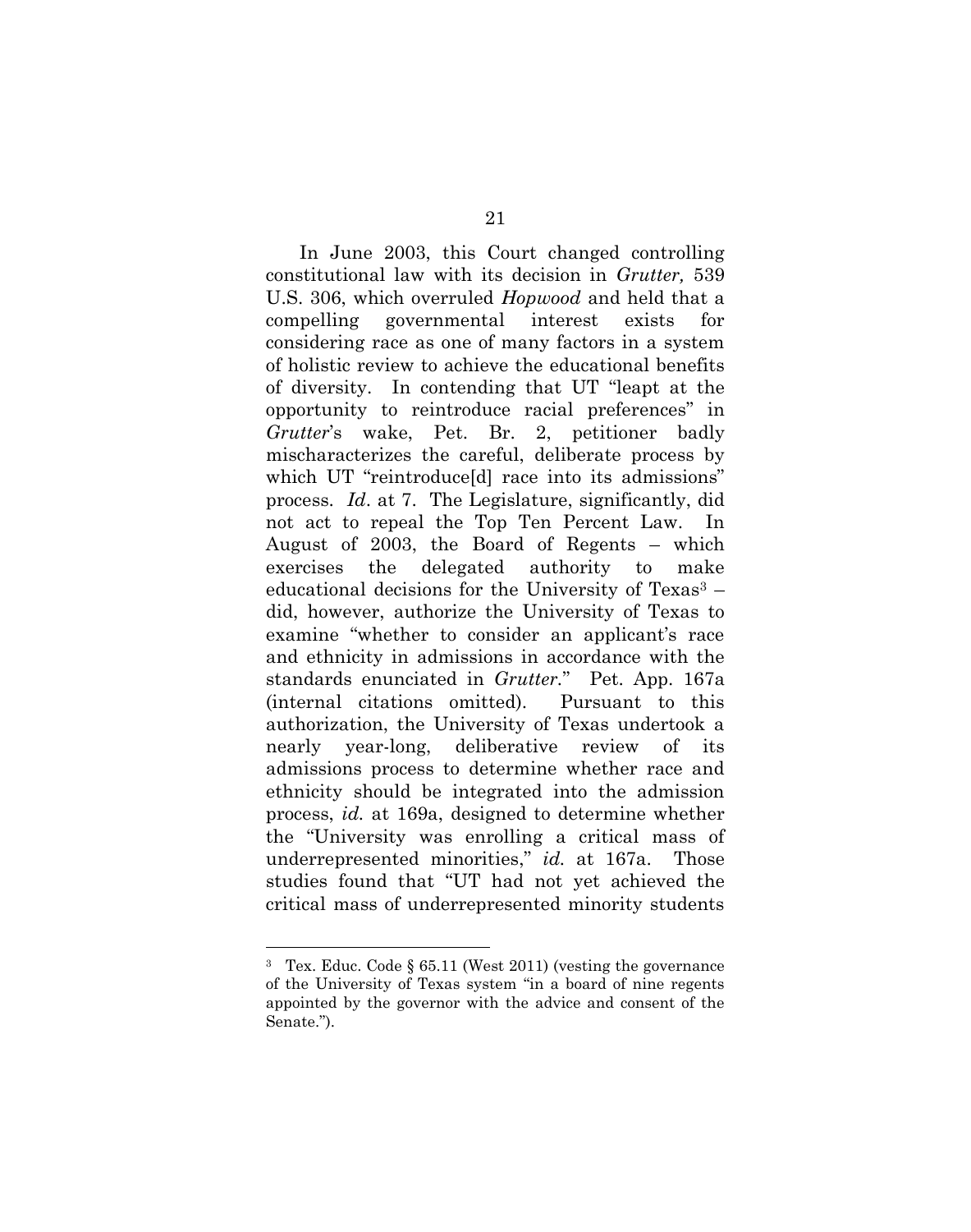In June 2003, this Court changed controlling constitutional law with its decision in *Grutter,* 539 U.S. 306, which overruled *Hopwood* and held that a compelling governmental interest exists for considering race as one of many factors in a system of holistic review to achieve the educational benefits of diversity. In contending that UT "leapt at the opportunity to reintroduce racial preferences" in *Grutter*'s wake, Pet. Br. 2, petitioner badly mischaracterizes the careful, deliberate process by which UT "reintroduce[d] race into its admissions" process. *Id*. at 7. The Legislature, significantly, did not act to repeal the Top Ten Percent Law. In August of 2003, the Board of Regents – which exercises the delegated authority to make educational decisions for the University of Texas[3] – did, however, authorize the University of Texas to examine "whether to consider an applicant's race and ethnicity in admissions in accordance with the standards enunciated in *Grutter*." Pet. App. 167a (internal citations omitted). Pursuant to this authorization, the University of Texas undertook a nearly year-long, deliberative review of its admissions process to determine whether race and ethnicity should be integrated into the admission process, *id.* at 169a, designed to determine whether the "University was enrolling a critical mass of underrepresented minorities," *id.* at 167a. Those studies found that "UT had not yet achieved the critical mass of underrepresented minority students

---

[3] Tex. Educ. Code § 65.11 (West 2011) (vesting the governance of the University of Texas system "in a board of nine regents appointed by the governor with the advice and consent of the Senate.").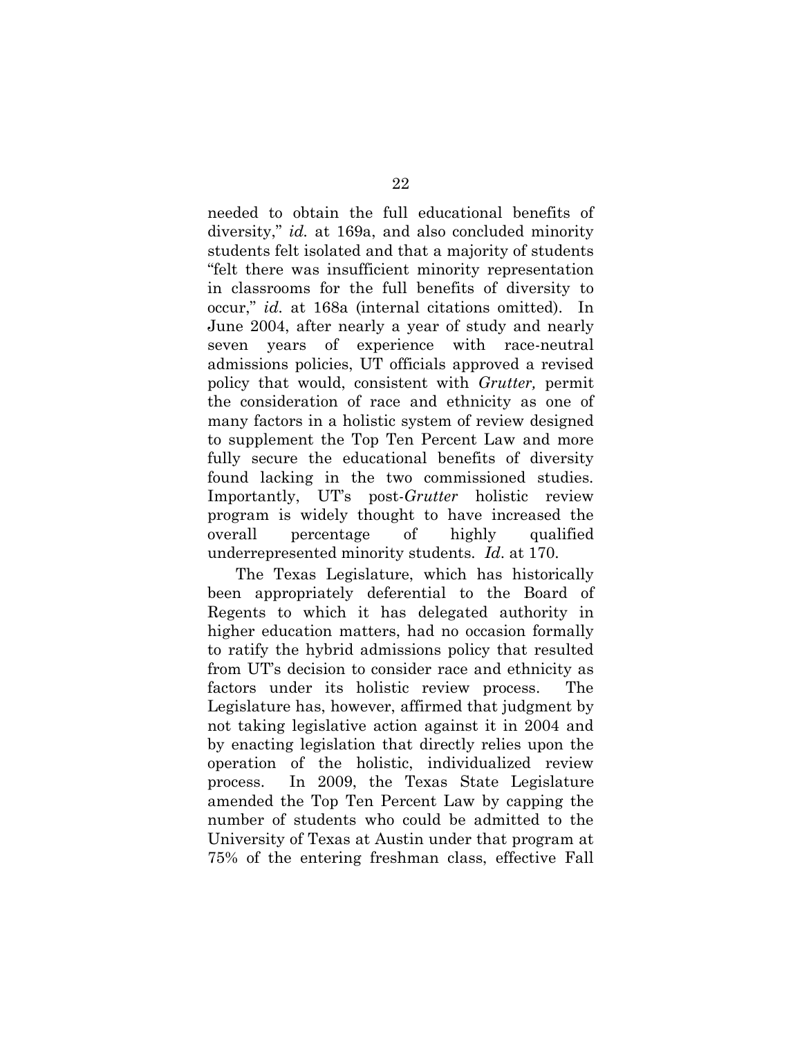needed to obtain the full educational benefits of diversity," *id.* at 169a, and also concluded minority students felt isolated and that a majority of students "felt there was insufficient minority representation in classrooms for the full benefits of diversity to occur," *id.* at 168a (internal citations omitted). In June 2004, after nearly a year of study and nearly seven years of experience with race-neutral admissions policies, UT officials approved a revised policy that would, consistent with *Grutter,* permit the consideration of race and ethnicity as one of many factors in a holistic system of review designed to supplement the Top Ten Percent Law and more fully secure the educational benefits of diversity found lacking in the two commissioned studies. Importantly, UT's post-*Grutter* holistic review program is widely thought to have increased the overall percentage of highly qualified underrepresented minority students. *Id*. at 170.

The Texas Legislature, which has historically been appropriately deferential to the Board of Regents to which it has delegated authority in higher education matters, had no occasion formally to ratify the hybrid admissions policy that resulted from UT's decision to consider race and ethnicity as factors under its holistic review process. The Legislature has, however, affirmed that judgment by not taking legislative action against it in 2004 and by enacting legislation that directly relies upon the operation of the holistic, individualized review process. In 2009, the Texas State Legislature amended the Top Ten Percent Law by capping the number of students who could be admitted to the University of Texas at Austin under that program at 75% of the entering freshman class, effective Fall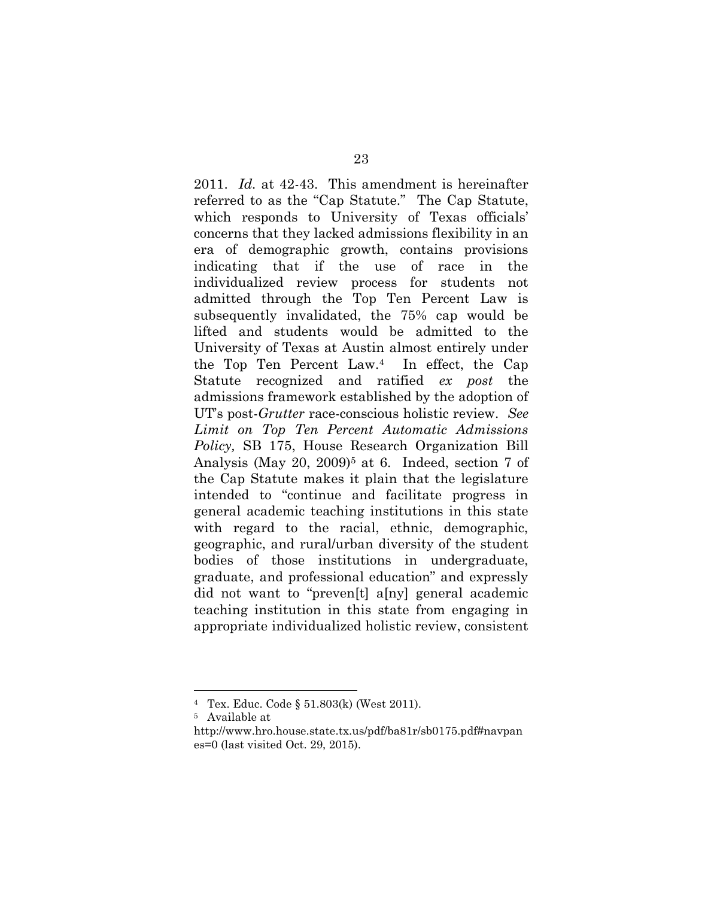2011. *Id.* at 42-43. This amendment is hereinafter referred to as the "Cap Statute." The Cap Statute, which responds to University of Texas officials' concerns that they lacked admissions flexibility in an era of demographic growth, contains provisions indicating that if the use of race in the individualized review process for students not admitted through the Top Ten Percent Law is subsequently invalidated, the 75% cap would be lifted and students would be admitted to the University of Texas at Austin almost entirely under the Top Ten Percent Law.[4] In effect, the Cap Statute recognized and ratified *ex post* the admissions framework established by the adoption of UT's post-*Grutter* race-conscious holistic review. *See Limit on Top Ten Percent Automatic Admissions Policy,* SB 175, House Research Organization Bill Analysis (May 20, 2009)[5] at 6. Indeed, section 7 of the Cap Statute makes it plain that the legislature intended to "continue and facilitate progress in general academic teaching institutions in this state with regard to the racial, ethnic, demographic, geographic, and rural/urban diversity of the student bodies of those institutions in undergraduate, graduate, and professional education" and expressly did not want to "preven[t] a[ny] general academic teaching institution in this state from engaging in appropriate individualized holistic review, consistent

---

[4] Tex. Educ. Code § 51.803(k) (West 2011).

[5] Available at http://www.hro.house.state.tx.us/pdf/ba81r/sb0175.pdf#navpanes=0 (last visited Oct. 29, 2015).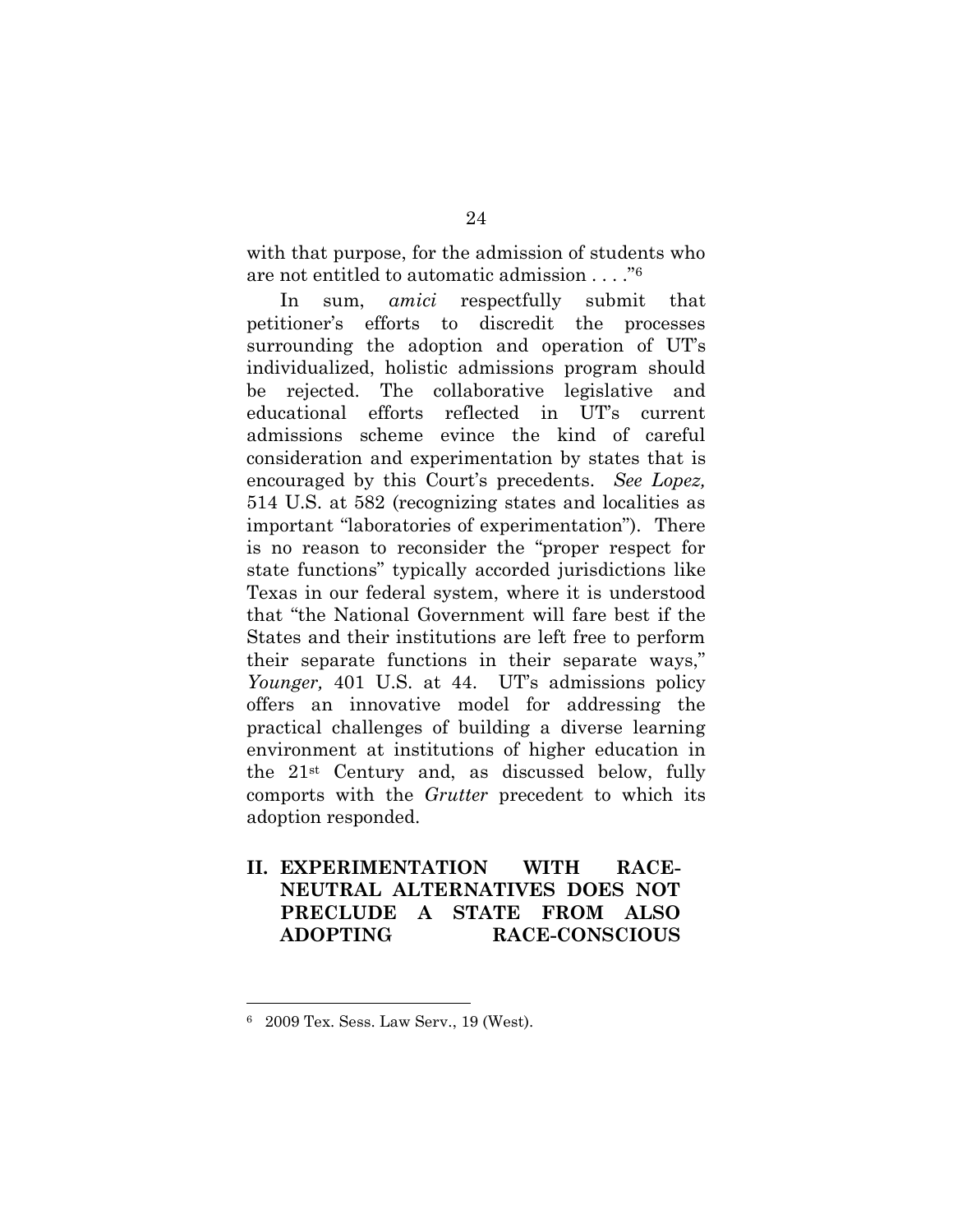with that purpose, for the admission of students who are not entitled to automatic admission . . . ."[6]

In sum, *amici* respectfully submit that petitioner's efforts to discredit the processes surrounding the adoption and operation of UT's individualized, holistic admissions program should be rejected. The collaborative legislative and educational efforts reflected in UT's current admissions scheme evince the kind of careful consideration and experimentation by states that is encouraged by this Court's precedents. *See Lopez,* 514 U.S. at 582 (recognizing states and localities as important "laboratories of experimentation"). There is no reason to reconsider the "proper respect for state functions" typically accorded jurisdictions like Texas in our federal system, where it is understood that "the National Government will fare best if the States and their institutions are left free to perform their separate functions in their separate ways," *Younger,* 401 U.S. at 44. UT's admissions policy offers an innovative model for addressing the practical challenges of building a diverse learning environment at institutions of higher education in the 21st Century and, as discussed below, fully comports with the *Grutter* precedent to which its adoption responded.

## II. EXPERIMENTATION WITH RACE-NEUTRAL ALTERNATIVES DOES NOT PRECLUDE A STATE FROM ALSO ADOPTING RACE-CONSCIOUS

---

[6] 2009 Tex. Sess. Law Serv., 19 (West).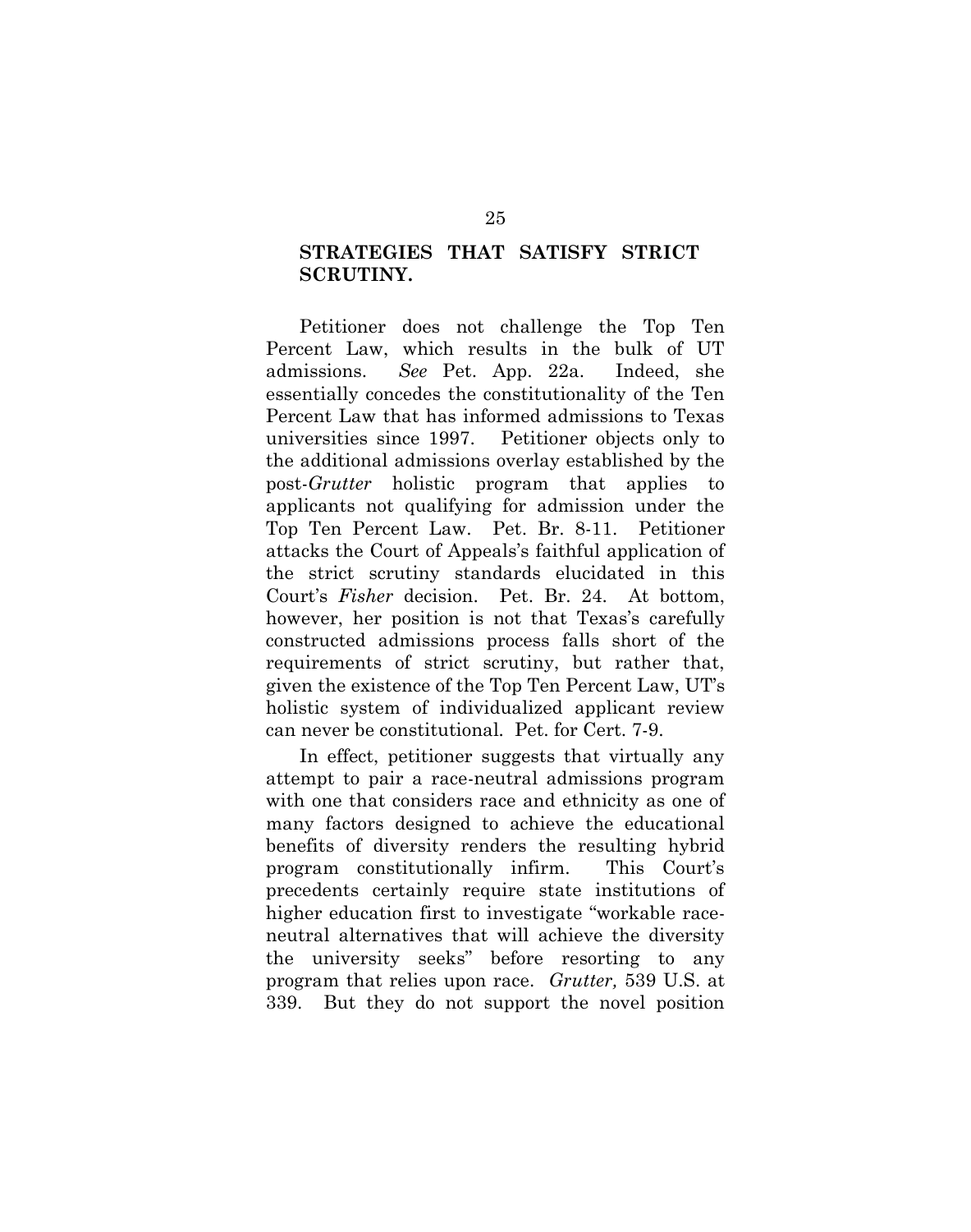## STRATEGIES THAT SATISFY STRICT SCRUTINY.

Petitioner does not challenge the Top Ten Percent Law, which results in the bulk of UT admissions. *See* Pet. App. 22a. Indeed, she essentially concedes the constitutionality of the Ten Percent Law that has informed admissions to Texas universities since 1997. Petitioner objects only to the additional admissions overlay established by the post-*Grutter* holistic program that applies to applicants not qualifying for admission under the Top Ten Percent Law. Pet. Br. 8-11. Petitioner attacks the Court of Appeals's faithful application of the strict scrutiny standards elucidated in this Court's *Fisher* decision. Pet. Br. 24. At bottom, however, her position is not that Texas's carefully constructed admissions process falls short of the requirements of strict scrutiny, but rather that, given the existence of the Top Ten Percent Law, UT's holistic system of individualized applicant review can never be constitutional. Pet. for Cert. 7-9.

In effect, petitioner suggests that virtually any attempt to pair a race-neutral admissions program with one that considers race and ethnicity as one of many factors designed to achieve the educational benefits of diversity renders the resulting hybrid program constitutionally infirm. This Court's precedents certainly require state institutions of higher education first to investigate "workable race-neutral alternatives that will achieve the diversity the university seeks" before resorting to any program that relies upon race. *Grutter,* 539 U.S. at 339. But they do not support the novel position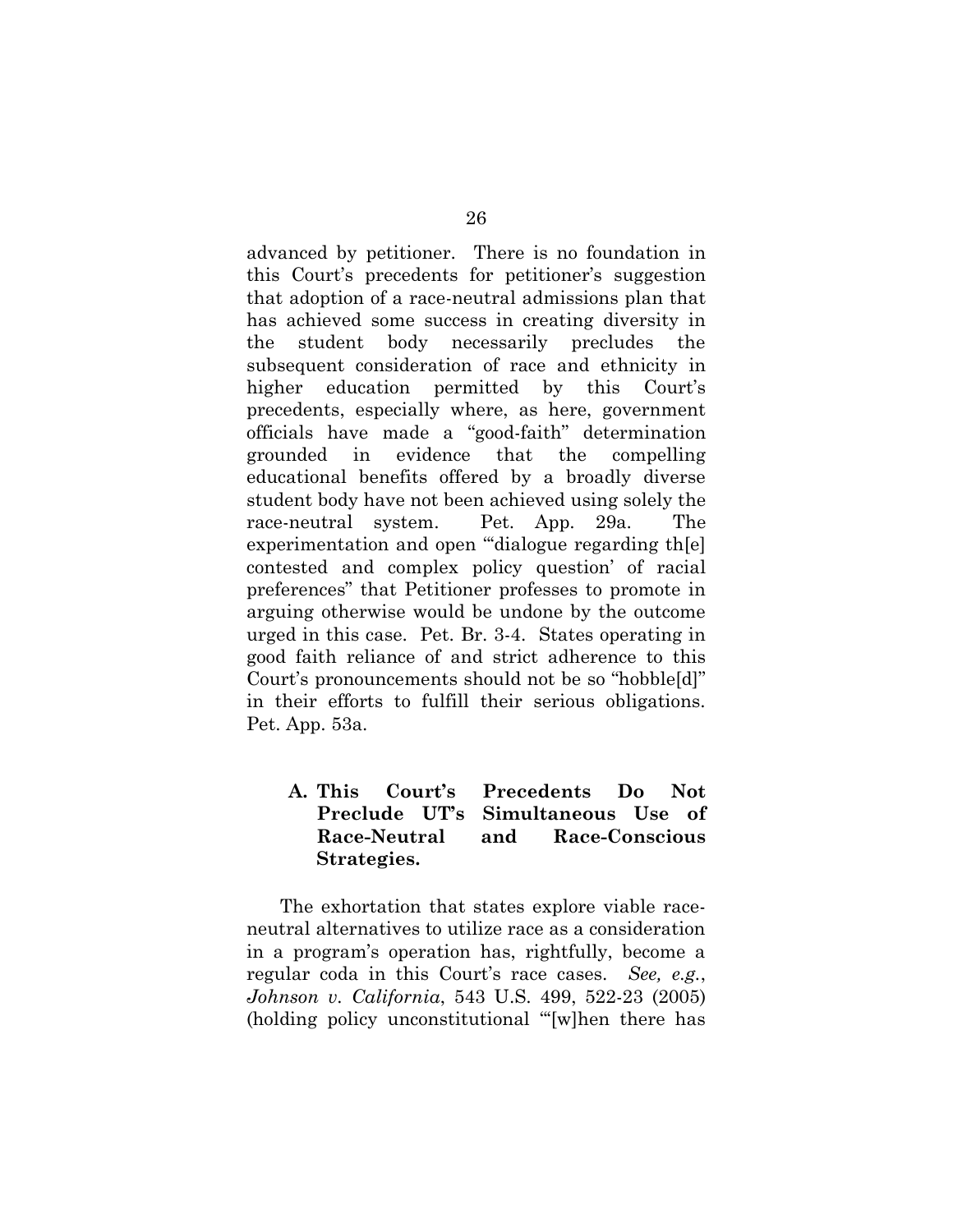advanced by petitioner. There is no foundation in this Court's precedents for petitioner's suggestion that adoption of a race-neutral admissions plan that has achieved some success in creating diversity in the student body necessarily precludes the subsequent consideration of race and ethnicity in higher education permitted by this Court's precedents, especially where, as here, government officials have made a "good-faith" determination grounded in evidence that the compelling educational benefits offered by a broadly diverse student body have not been achieved using solely the race-neutral system. Pet. App. 29a. The experimentation and open "'dialogue regarding th[e] contested and complex policy question' of racial preferences" that Petitioner professes to promote in arguing otherwise would be undone by the outcome urged in this case. Pet. Br. 3-4. States operating in good faith reliance of and strict adherence to this Court's pronouncements should not be so "hobble[d]" in their efforts to fulfill their serious obligations. Pet. App. 53a.

### A. This Court's Precedents Do Not Preclude UT's Simultaneous Use of Race-Neutral and Race-Conscious Strategies.

The exhortation that states explore viable race-neutral alternatives to utilize race as a consideration in a program's operation has, rightfully, become a regular coda in this Court's race cases. *See, e.g.*, *Johnson v. California*, 543 U.S. 499, 522-23 (2005) (holding policy unconstitutional "'[w]hen there has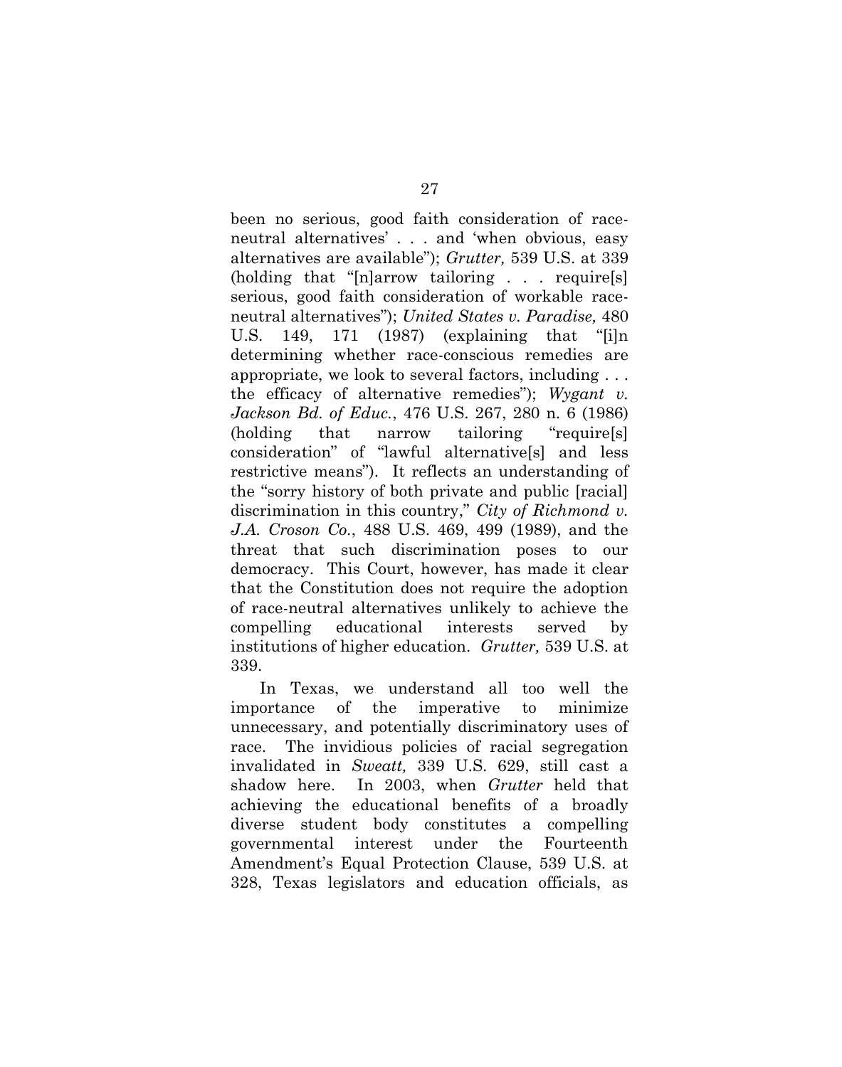been no serious, good faith consideration of race-neutral alternatives' . . . and 'when obvious, easy alternatives are available"); *Grutter,* 539 U.S. at 339 (holding that "[n]arrow tailoring . . . require[s] serious, good faith consideration of workable race-neutral alternatives"); *United States v. Paradise,* 480 U.S. 149, 171 (1987) (explaining that "[i]n determining whether race-conscious remedies are appropriate, we look to several factors, including . . . the efficacy of alternative remedies"); *Wygant v. Jackson Bd. of Educ.*, 476 U.S. 267, 280 n. 6 (1986) (holding that narrow tailoring "require[s] consideration" of "lawful alternative[s] and less restrictive means"). It reflects an understanding of the "sorry history of both private and public [racial] discrimination in this country," *City of Richmond v. J.A. Croson Co.*, 488 U.S. 469, 499 (1989), and the threat that such discrimination poses to our democracy. This Court, however, has made it clear that the Constitution does not require the adoption of race-neutral alternatives unlikely to achieve the compelling educational interests served by institutions of higher education. *Grutter,* 539 U.S. at 339.

In Texas, we understand all too well the importance of the imperative to minimize unnecessary, and potentially discriminatory uses of race. The invidious policies of racial segregation invalidated in *Sweatt,* 339 U.S. 629, still cast a shadow here. In 2003, when *Grutter* held that achieving the educational benefits of a broadly diverse student body constitutes a compelling governmental interest under the Fourteenth Amendment's Equal Protection Clause, 539 U.S. at 328, Texas legislators and education officials, as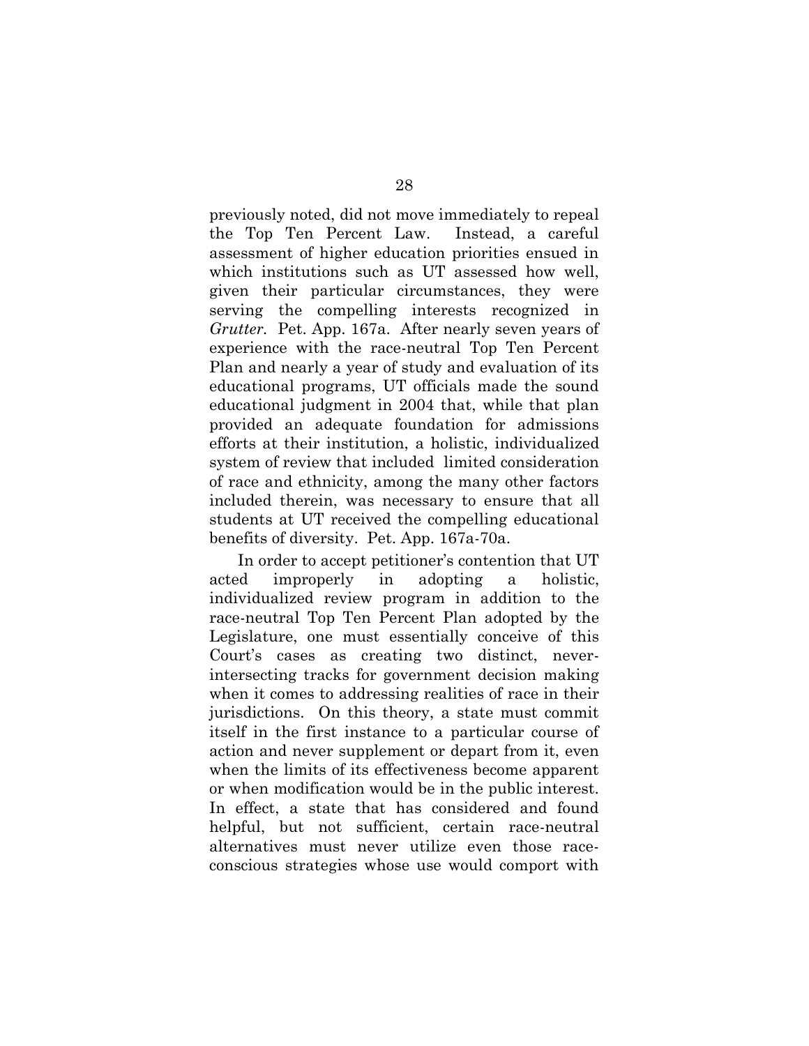previously noted, did not move immediately to repeal the Top Ten Percent Law. Instead, a careful assessment of higher education priorities ensued in which institutions such as UT assessed how well, given their particular circumstances, they were serving the compelling interests recognized in *Grutter*. Pet. App. 167a. After nearly seven years of experience with the race-neutral Top Ten Percent Plan and nearly a year of study and evaluation of its educational programs, UT officials made the sound educational judgment in 2004 that, while that plan provided an adequate foundation for admissions efforts at their institution, a holistic, individualized system of review that included limited consideration of race and ethnicity, among the many other factors included therein, was necessary to ensure that all students at UT received the compelling educational benefits of diversity. Pet. App. 167a-70a.

In order to accept petitioner's contention that UT acted improperly in adopting a holistic, individualized review program in addition to the race-neutral Top Ten Percent Plan adopted by the Legislature, one must essentially conceive of this Court's cases as creating two distinct, never-intersecting tracks for government decision making when it comes to addressing realities of race in their jurisdictions. On this theory, a state must commit itself in the first instance to a particular course of action and never supplement or depart from it, even when the limits of its effectiveness become apparent or when modification would be in the public interest. In effect, a state that has considered and found helpful, but not sufficient, certain race-neutral alternatives must never utilize even those race-conscious strategies whose use would comport with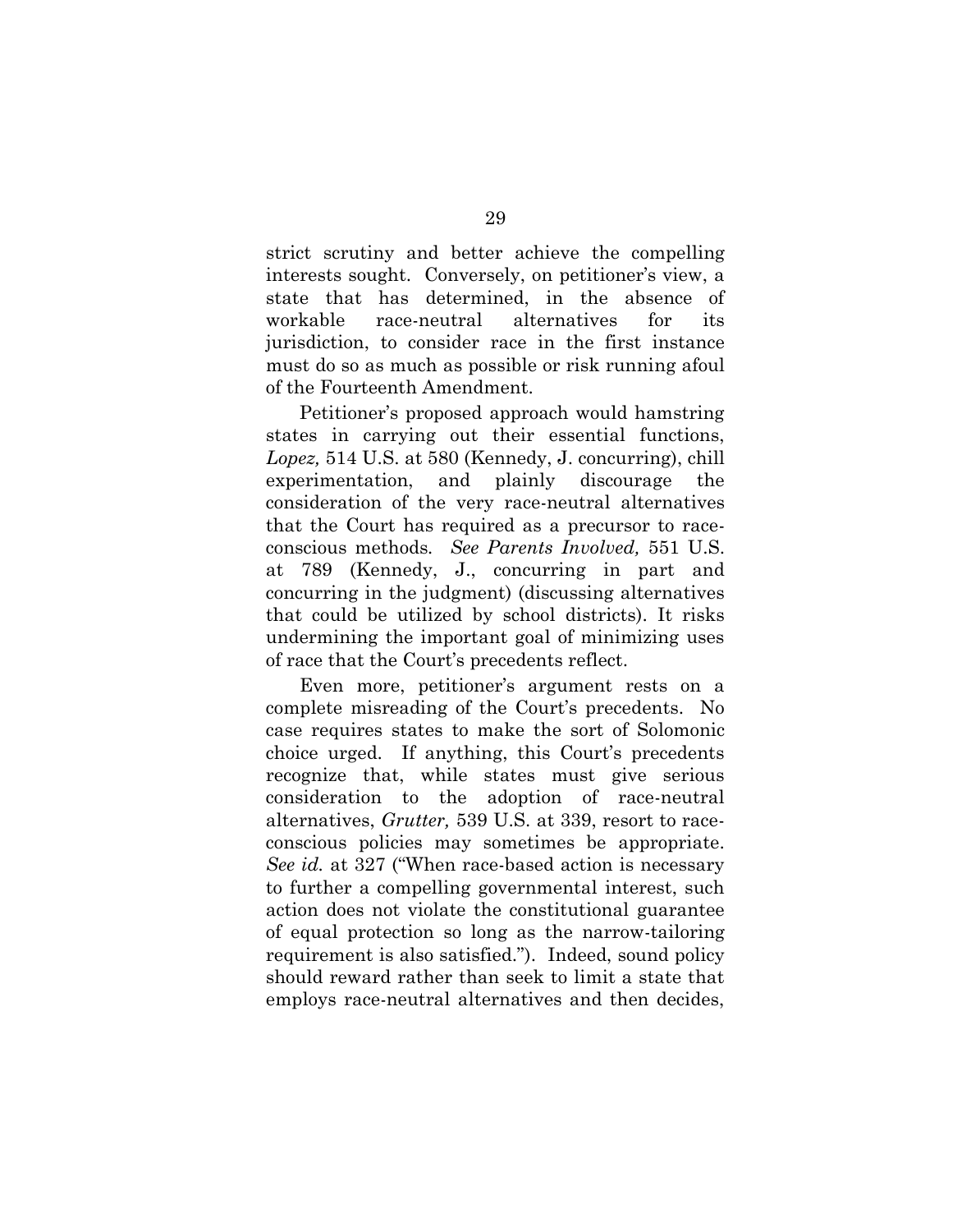strict scrutiny and better achieve the compelling interests sought. Conversely, on petitioner's view, a state that has determined, in the absence of workable race-neutral alternatives for its jurisdiction, to consider race in the first instance must do so as much as possible or risk running afoul of the Fourteenth Amendment.

Petitioner's proposed approach would hamstring states in carrying out their essential functions, *Lopez,* 514 U.S. at 580 (Kennedy, J. concurring), chill experimentation, and plainly discourage the consideration of the very race-neutral alternatives that the Court has required as a precursor to race-conscious methods. *See Parents Involved,* 551 U.S. at 789 (Kennedy, J., concurring in part and concurring in the judgment) (discussing alternatives that could be utilized by school districts). It risks undermining the important goal of minimizing uses of race that the Court's precedents reflect.

Even more, petitioner's argument rests on a complete misreading of the Court's precedents. No case requires states to make the sort of Solomonic choice urged. If anything, this Court's precedents recognize that, while states must give serious consideration to the adoption of race-neutral alternatives, *Grutter,* 539 U.S. at 339, resort to race-conscious policies may sometimes be appropriate. *See id.* at 327 ("When race-based action is necessary to further a compelling governmental interest, such action does not violate the constitutional guarantee of equal protection so long as the narrow-tailoring requirement is also satisfied."). Indeed, sound policy should reward rather than seek to limit a state that employs race-neutral alternatives and then decides,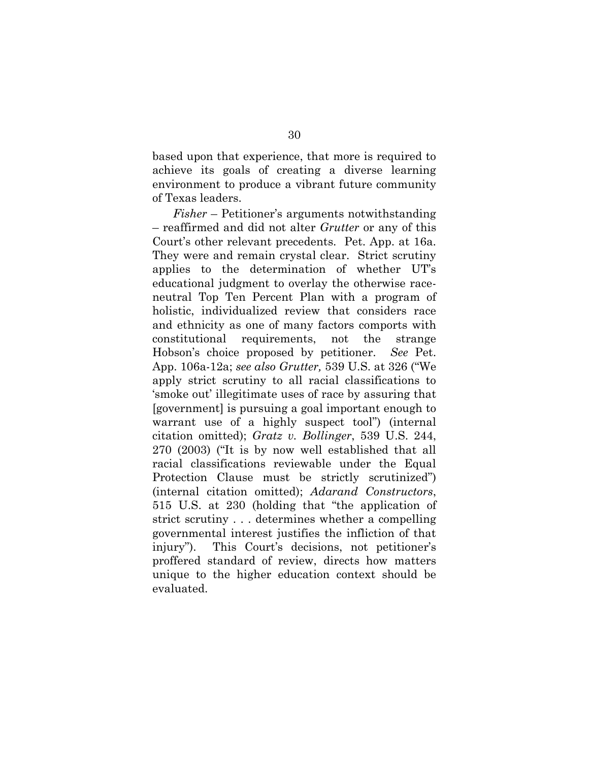based upon that experience, that more is required to achieve its goals of creating a diverse learning environment to produce a vibrant future community of Texas leaders.

*Fisher* – Petitioner's arguments notwithstanding – reaffirmed and did not alter *Grutter* or any of this Court's other relevant precedents. Pet. App. at 16a. They were and remain crystal clear. Strict scrutiny applies to the determination of whether UT's educational judgment to overlay the otherwise race-neutral Top Ten Percent Plan with a program of holistic, individualized review that considers race and ethnicity as one of many factors comports with constitutional requirements, not the strange Hobson's choice proposed by petitioner. *See* Pet. App. 106a-12a; *see also Grutter,* 539 U.S. at 326 ("We apply strict scrutiny to all racial classifications to 'smoke out' illegitimate uses of race by assuring that [government] is pursuing a goal important enough to warrant use of a highly suspect tool") (internal citation omitted); *Gratz v. Bollinger*, 539 U.S. 244, 270 (2003) ("It is by now well established that all racial classifications reviewable under the Equal Protection Clause must be strictly scrutinized") (internal citation omitted); *Adarand Constructors*, 515 U.S. at 230 (holding that "the application of strict scrutiny . . . determines whether a compelling governmental interest justifies the infliction of that injury"). This Court's decisions, not petitioner's proffered standard of review, directs how matters unique to the higher education context should be evaluated.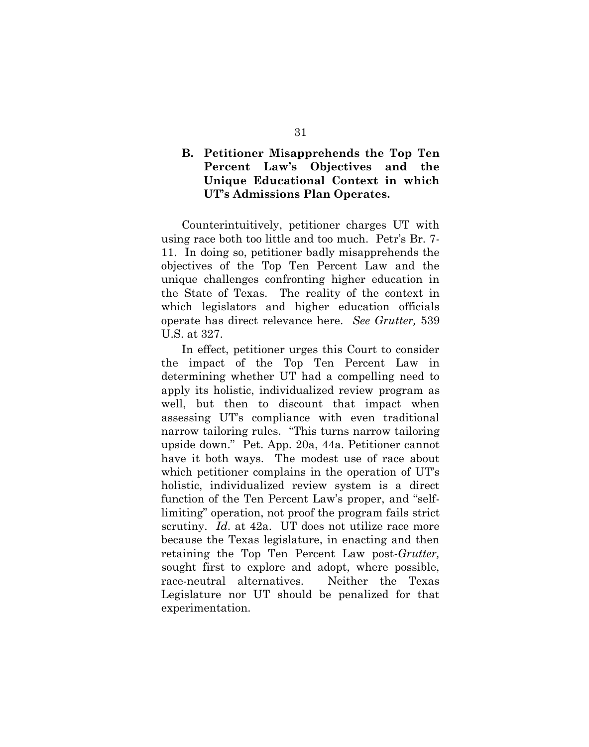### B. Petitioner Misapprehends the Top Ten Percent Law's Objectives and the Unique Educational Context in which UT's Admissions Plan Operates.

Counterintuitively, petitioner charges UT with using race both too little and too much. Petr's Br. 7-11. In doing so, petitioner badly misapprehends the objectives of the Top Ten Percent Law and the unique challenges confronting higher education in the State of Texas. The reality of the context in which legislators and higher education officials operate has direct relevance here. *See Grutter,* 539 U.S. at 327.

In effect, petitioner urges this Court to consider the impact of the Top Ten Percent Law in determining whether UT had a compelling need to apply its holistic, individualized review program as well, but then to discount that impact when assessing UT's compliance with even traditional narrow tailoring rules. "This turns narrow tailoring upside down." Pet. App. 20a, 44a. Petitioner cannot have it both ways. The modest use of race about which petitioner complains in the operation of UT's holistic, individualized review system is a direct function of the Ten Percent Law's proper, and "self-limiting" operation, not proof the program fails strict scrutiny. *Id.* at 42a. UT does not utilize race more because the Texas legislature, in enacting and then retaining the Top Ten Percent Law post-*Grutter,* sought first to explore and adopt, where possible, race-neutral alternatives. Neither the Texas Legislature nor UT should be penalized for that experimentation.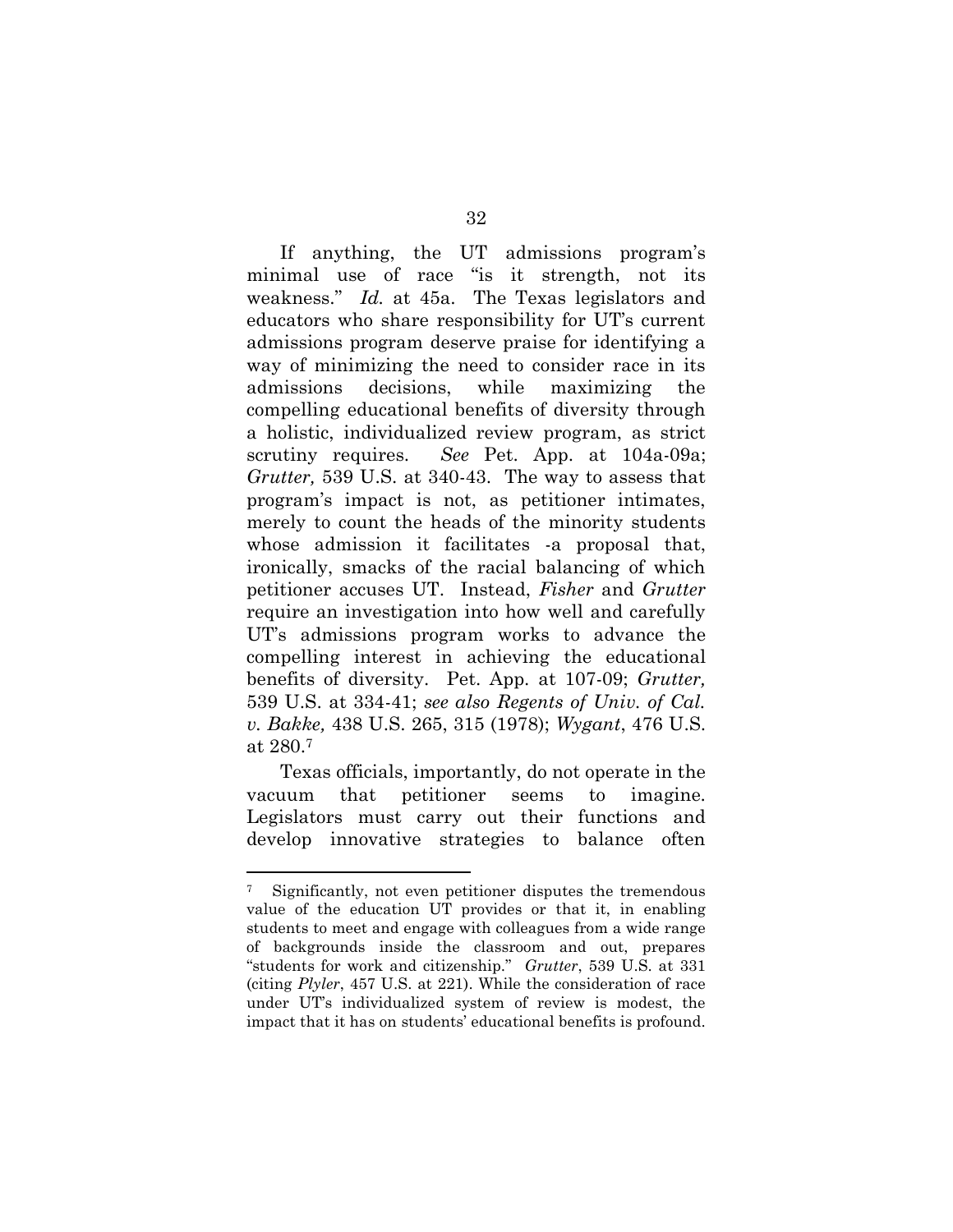If anything, the UT admissions program's minimal use of race "is it strength, not its weakness." *Id.* at 45a. The Texas legislators and educators who share responsibility for UT's current admissions program deserve praise for identifying a way of minimizing the need to consider race in its admissions decisions, while maximizing the compelling educational benefits of diversity through a holistic, individualized review program, as strict scrutiny requires. *See* Pet. App. at 104a-09a; *Grutter,* 539 U.S. at 340-43. The way to assess that program's impact is not, as petitioner intimates, merely to count the heads of the minority students whose admission it facilitates -a proposal that, ironically, smacks of the racial balancing of which petitioner accuses UT. Instead, *Fisher* and *Grutter* require an investigation into how well and carefully UT's admissions program works to advance the compelling interest in achieving the educational benefits of diversity. Pet. App. at 107-09; *Grutter,* 539 U.S. at 334-41; *see also Regents of Univ. of Cal. v. Bakke,* 438 U.S. 265, 315 (1978); *Wygant*, 476 U.S. at 280.[7]

Texas officials, importantly, do not operate in the vacuum that petitioner seems to imagine. Legislators must carry out their functions and develop innovative strategies to balance often

---

[7] Significantly, not even petitioner disputes the tremendous value of the education UT provides or that it, in enabling students to meet and engage with colleagues from a wide range of backgrounds inside the classroom and out, prepares "students for work and citizenship." *Grutter*, 539 U.S. at 331 (citing *Plyler*, 457 U.S. at 221). While the consideration of race under UT's individualized system of review is modest, the impact that it has on students' educational benefits is profound.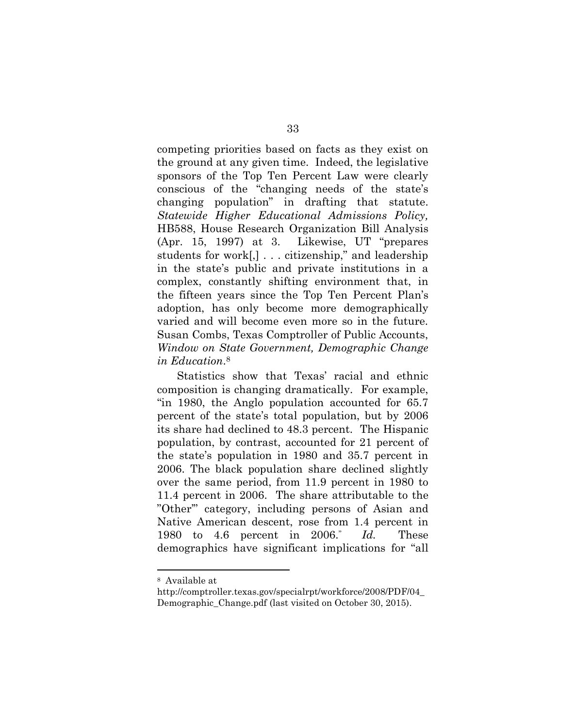competing priorities based on facts as they exist on the ground at any given time. Indeed, the legislative sponsors of the Top Ten Percent Law were clearly conscious of the "changing needs of the state's changing population" in drafting that statute. *Statewide Higher Educational Admissions Policy,* HB588, House Research Organization Bill Analysis (Apr. 15, 1997) at 3. Likewise, UT "prepares students for work[,] . . . citizenship," and leadership in the state's public and private institutions in a complex, constantly shifting environment that, in the fifteen years since the Top Ten Percent Plan's adoption, has only become more demographically varied and will become even more so in the future. Susan Combs, Texas Comptroller of Public Accounts, *Window on State Government, Demographic Change in Education*.[8]

Statistics show that Texas' racial and ethnic composition is changing dramatically. For example, "in 1980, the Anglo population accounted for 65.7 percent of the state's total population, but by 2006 its share had declined to 48.3 percent. The Hispanic population, by contrast, accounted for 21 percent of the state's population in 1980 and 35.7 percent in 2006. The black population share declined slightly over the same period, from 11.9 percent in 1980 to 11.4 percent in 2006. The share attributable to the "Other"' category, including persons of Asian and Native American descent, rose from 1.4 percent in 1980 to 4.6 percent in 2006." *Id.* These demographics have significant implications for "all

---

[8] Available at http://comptroller.texas.gov/specialrpt/workforce/2008/PDF/04_Demographic_Change.pdf (last visited on October 30, 2015).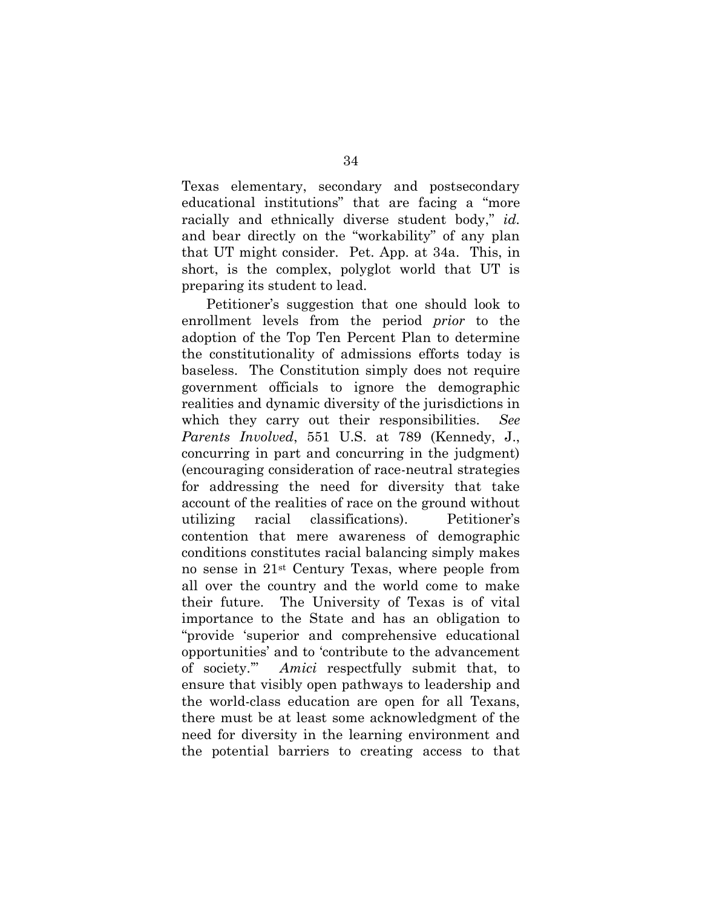Texas elementary, secondary and postsecondary educational institutions" that are facing a "more racially and ethnically diverse student body," *id.* and bear directly on the "workability" of any plan that UT might consider. Pet. App. at 34a. This, in short, is the complex, polyglot world that UT is preparing its student to lead.

Petitioner's suggestion that one should look to enrollment levels from the period *prior* to the adoption of the Top Ten Percent Plan to determine the constitutionality of admissions efforts today is baseless. The Constitution simply does not require government officials to ignore the demographic realities and dynamic diversity of the jurisdictions in which they carry out their responsibilities. *See Parents Involved*, 551 U.S. at 789 (Kennedy, J., concurring in part and concurring in the judgment) (encouraging consideration of race-neutral strategies for addressing the need for diversity that take account of the realities of race on the ground without utilizing racial classifications). Petitioner's contention that mere awareness of demographic conditions constitutes racial balancing simply makes no sense in 21st Century Texas, where people from all over the country and the world come to make their future. The University of Texas is of vital importance to the State and has an obligation to "provide 'superior and comprehensive educational opportunities' and to 'contribute to the advancement of society.'" *Amici* respectfully submit that, to ensure that visibly open pathways to leadership and the world-class education are open for all Texans, there must be at least some acknowledgment of the need for diversity in the learning environment and the potential barriers to creating access to that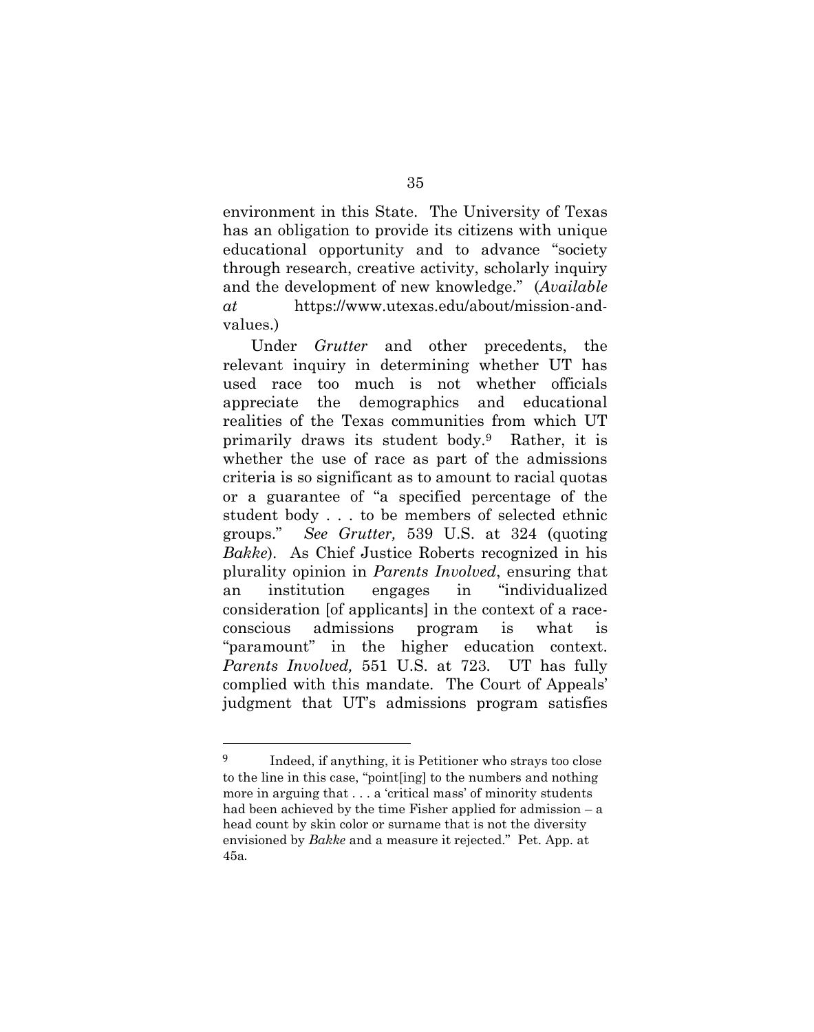environment in this State. The University of Texas has an obligation to provide its citizens with unique educational opportunity and to advance "society through research, creative activity, scholarly inquiry and the development of new knowledge." (*Available at* https://www.utexas.edu/about/mission-and-values.)

Under *Grutter* and other precedents, the relevant inquiry in determining whether UT has used race too much is not whether officials appreciate the demographics and educational realities of the Texas communities from which UT primarily draws its student body.[9] Rather, it is whether the use of race as part of the admissions criteria is so significant as to amount to racial quotas or a guarantee of "a specified percentage of the student body . . . to be members of selected ethnic groups." *See Grutter,* 539 U.S. at 324 (quoting *Bakke*). As Chief Justice Roberts recognized in his plurality opinion in *Parents Involved*, ensuring that an institution engages in "individualized consideration [of applicants] in the context of a race-conscious admissions program is what is "paramount" in the higher education context. *Parents Involved,* 551 U.S. at 723. UT has fully complied with this mandate. The Court of Appeals' judgment that UT's admissions program satisfies

---

[9] Indeed, if anything, it is Petitioner who strays too close to the line in this case, "point[ing] to the numbers and nothing more in arguing that . . . a 'critical mass' of minority students had been achieved by the time Fisher applied for admission – a head count by skin color or surname that is not the diversity envisioned by *Bakke* and a measure it rejected." Pet. App. at 45a.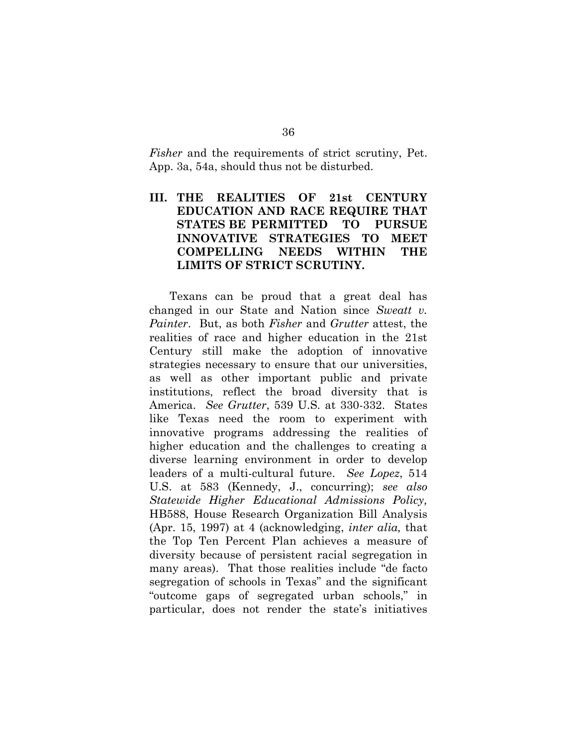*Fisher* and the requirements of strict scrutiny, Pet. App. 3a, 54a, should thus not be disturbed.

## III. THE REALITIES OF 21st CENTURY EDUCATION AND RACE REQUIRE THAT STATES BE PERMITTED TO PURSUE INNOVATIVE STRATEGIES TO MEET COMPELLING NEEDS WITHIN THE LIMITS OF STRICT SCRUTINY.

Texans can be proud that a great deal has changed in our State and Nation since *Sweatt v. Painter*. But, as both *Fisher* and *Grutter* attest, the realities of race and higher education in the 21st Century still make the adoption of innovative strategies necessary to ensure that our universities, as well as other important public and private institutions, reflect the broad diversity that is America. *See Grutter*, 539 U.S. at 330-332. States like Texas need the room to experiment with innovative programs addressing the realities of higher education and the challenges to creating a diverse learning environment in order to develop leaders of a multi-cultural future. *See Lopez*, 514 U.S. at 583 (Kennedy, J., concurring); *see also Statewide Higher Educational Admissions Policy,* HB588, House Research Organization Bill Analysis (Apr. 15, 1997) at 4 (acknowledging, *inter alia,* that the Top Ten Percent Plan achieves a measure of diversity because of persistent racial segregation in many areas). That those realities include "de facto segregation of schools in Texas" and the significant "outcome gaps of segregated urban schools," in particular, does not render the state's initiatives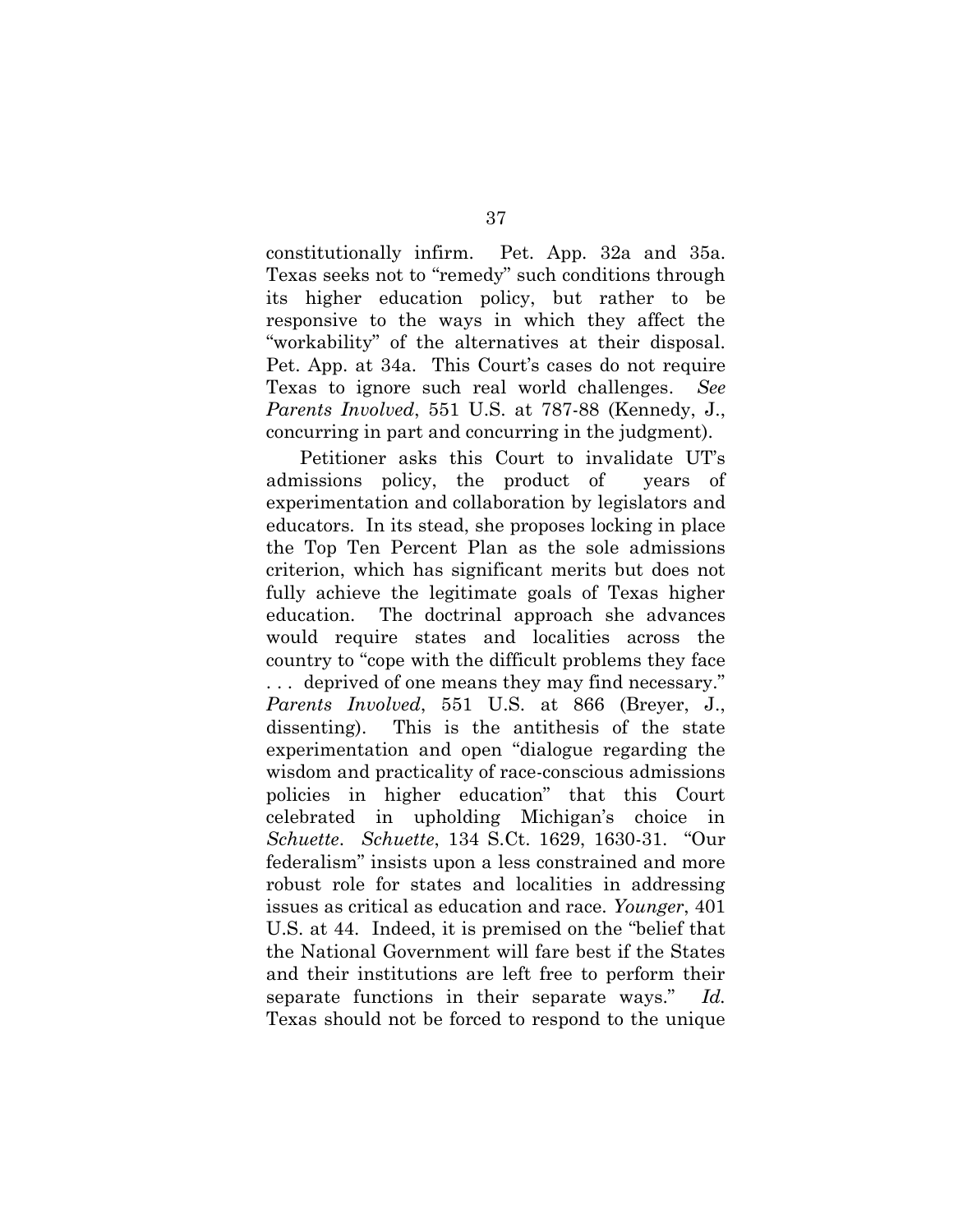constitutionally infirm. Pet. App. 32a and 35a. Texas seeks not to "remedy" such conditions through its higher education policy, but rather to be responsive to the ways in which they affect the "workability" of the alternatives at their disposal. Pet. App. at 34a. This Court's cases do not require Texas to ignore such real world challenges. *See Parents Involved*, 551 U.S. at 787-88 (Kennedy, J., concurring in part and concurring in the judgment).

Petitioner asks this Court to invalidate UT's admissions policy, the product of years of experimentation and collaboration by legislators and educators. In its stead, she proposes locking in place the Top Ten Percent Plan as the sole admissions criterion, which has significant merits but does not fully achieve the legitimate goals of Texas higher education. The doctrinal approach she advances would require states and localities across the country to "cope with the difficult problems they face . . . deprived of one means they may find necessary." *Parents Involved*, 551 U.S. at 866 (Breyer, J., dissenting). This is the antithesis of the state experimentation and open "dialogue regarding the wisdom and practicality of race-conscious admissions policies in higher education" that this Court celebrated in upholding Michigan's choice in *Schuette*. *Schuette*, 134 S.Ct. 1629, 1630-31. "Our federalism" insists upon a less constrained and more robust role for states and localities in addressing issues as critical as education and race. *Younger*, 401 U.S. at 44. Indeed, it is premised on the "belief that the National Government will fare best if the States and their institutions are left free to perform their separate functions in their separate ways." *Id.* Texas should not be forced to respond to the unique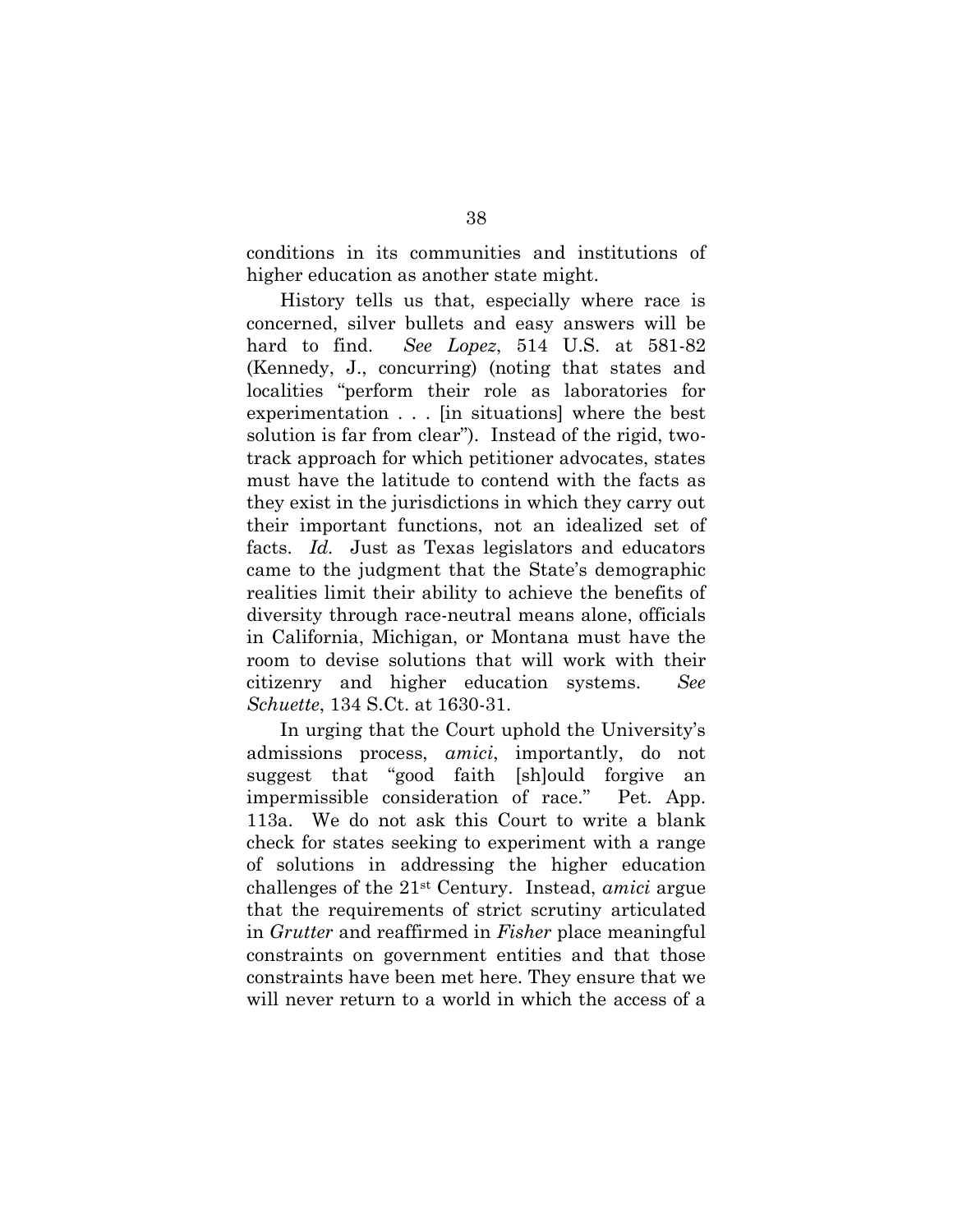conditions in its communities and institutions of higher education as another state might.

History tells us that, especially where race is concerned, silver bullets and easy answers will be hard to find. *See Lopez*, 514 U.S. at 581-82 (Kennedy, J., concurring) (noting that states and localities "perform their role as laboratories for experimentation . . . [in situations] where the best solution is far from clear"). Instead of the rigid, two-track approach for which petitioner advocates, states must have the latitude to contend with the facts as they exist in the jurisdictions in which they carry out their important functions, not an idealized set of facts. *Id.* Just as Texas legislators and educators came to the judgment that the State's demographic realities limit their ability to achieve the benefits of diversity through race-neutral means alone, officials in California, Michigan, or Montana must have the room to devise solutions that will work with their citizenry and higher education systems. *See Schuette*, 134 S.Ct. at 1630-31.

In urging that the Court uphold the University's admissions process, *amici*, importantly, do not suggest that "good faith [sh]ould forgive an impermissible consideration of race." Pet. App. 113a. We do not ask this Court to write a blank check for states seeking to experiment with a range of solutions in addressing the higher education challenges of the 21st Century. Instead, *amici* argue that the requirements of strict scrutiny articulated in *Grutter* and reaffirmed in *Fisher* place meaningful constraints on government entities and that those constraints have been met here. They ensure that we will never return to a world in which the access of a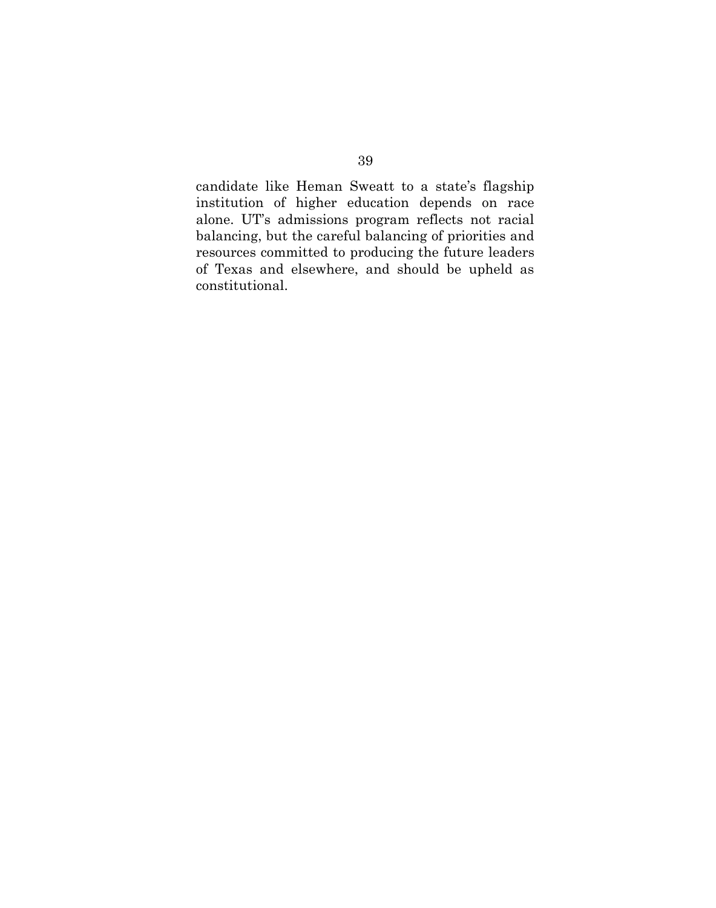candidate like Heman Sweatt to a state's flagship institution of higher education depends on race alone. UT's admissions program reflects not racial balancing, but the careful balancing of priorities and resources committed to producing the future leaders of Texas and elsewhere, and should be upheld as constitutional.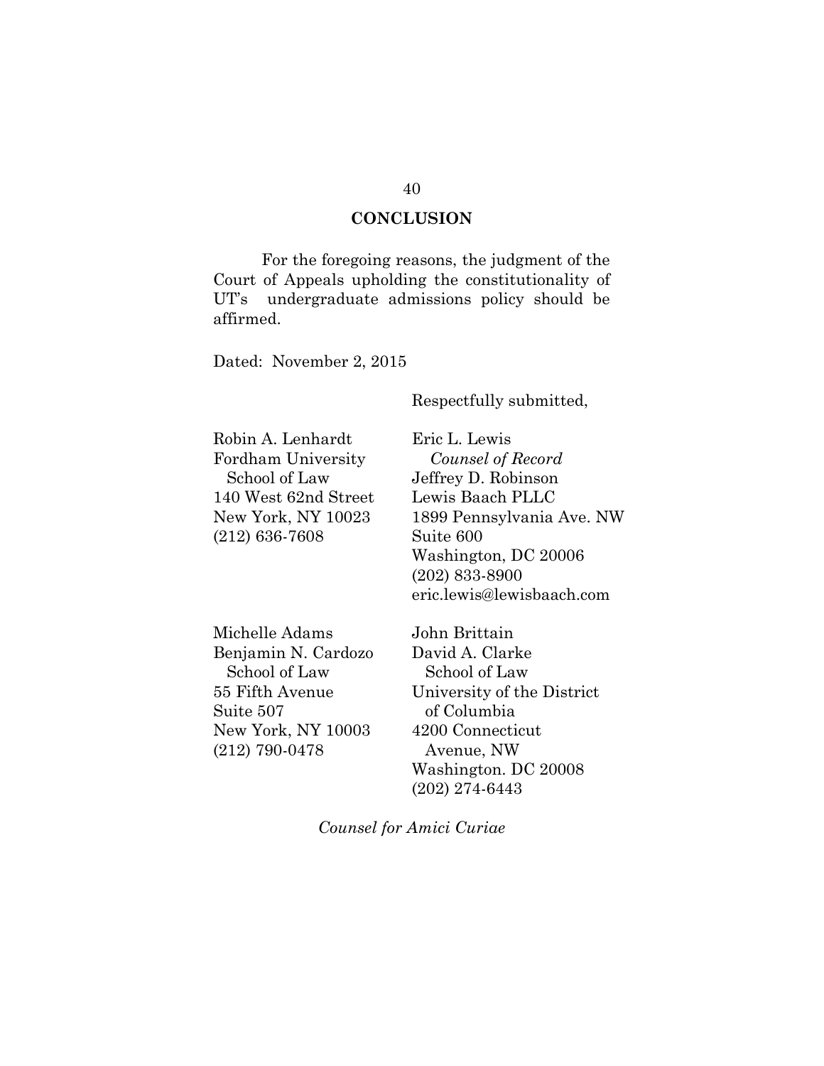## CONCLUSION

For the foregoing reasons, the judgment of the Court of Appeals upholding the constitutionality of UT's undergraduate admissions policy should be affirmed.

Dated: November 2, 2015

Respectfully submitted,

Robin A. Lenhardt
Fordham University
School of Law
140 West 62nd Street
New York, NY 10023
(212) 636-7608

Eric L. Lewis
*Counsel of Record*
Jeffrey D. Robinson
Lewis Baach PLLC
1899 Pennsylvania Ave. NW
Suite 600
Washington, DC 20006
(202) 833-8900
eric.lewis@lewisbaach.com

Michelle Adams
Benjamin N. Cardozo
School of Law
55 Fifth Avenue
Suite 507
New York, NY 10003
(212) 790-0478

John Brittain
David A. Clarke
School of Law
University of the District
of Columbia
4200 Connecticut
Avenue, NW
Washington. DC 20008
(202) 274-6443

*Counsel for Amici Curiae*